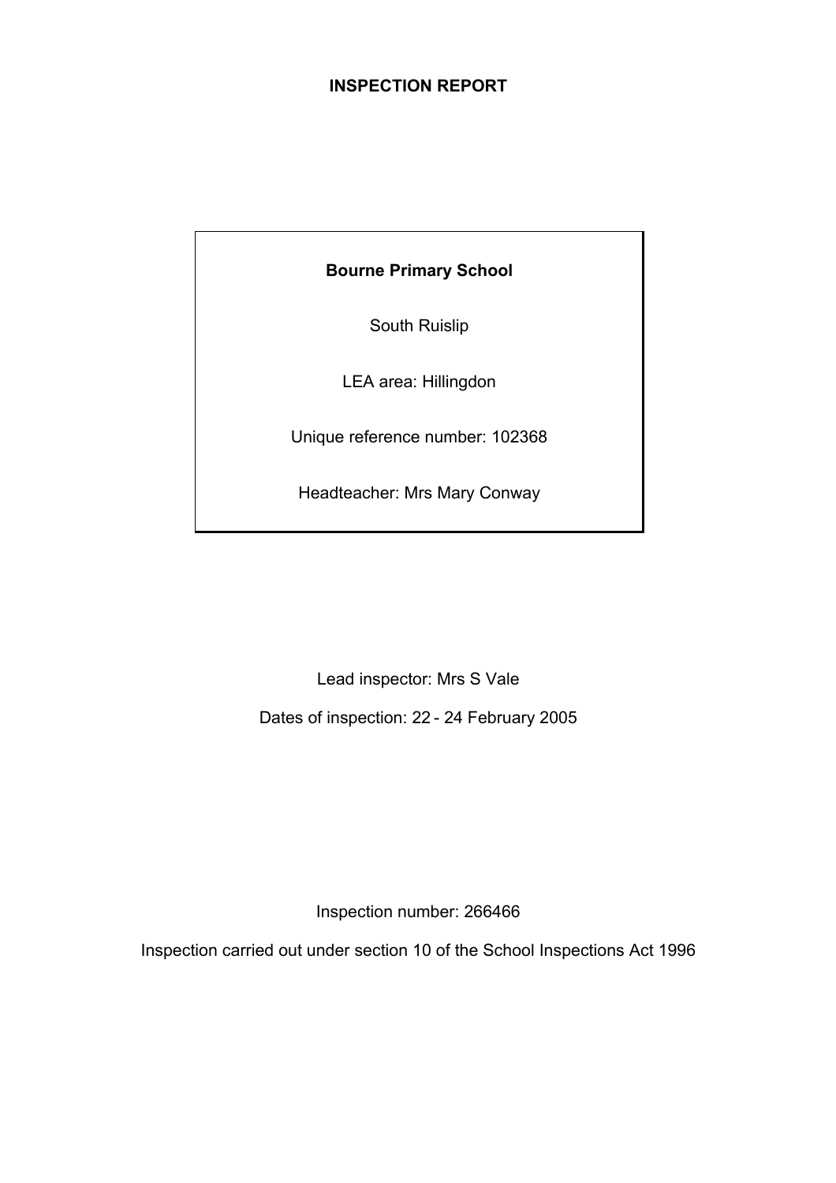# INSPECTION REPORT

**Bourne Primary School**

South Ruislip

LEA area: Hillingdon

Unique reference number: 102368

Headteacher: Mrs Mary Conway

Lead inspector: Mrs S Vale

Dates of inspection: 22 - 24 February 2005

Inspection number: 266466

Inspection carried out under section 10 of the School Inspections Act 1996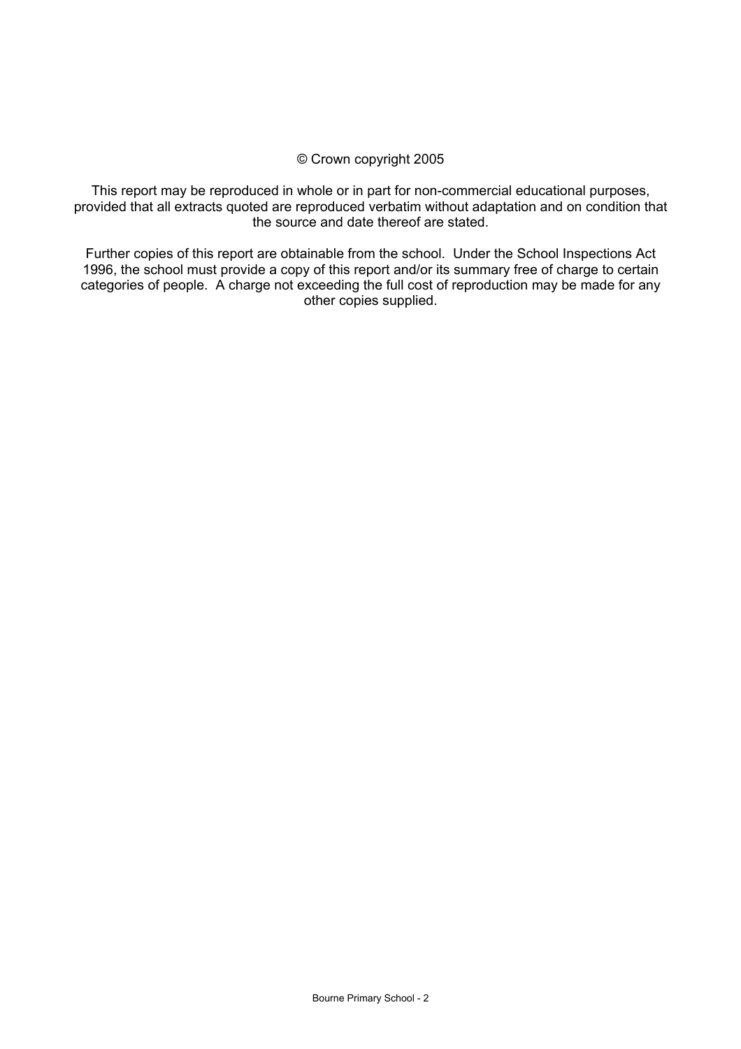© Crown copyright 2005

This report may be reproduced in whole or in part for non-commercial educational purposes, provided that all extracts quoted are reproduced verbatim without adaptation and on condition that the source and date thereof are stated.

Further copies of this report are obtainable from the school. Under the School Inspections Act 1996, the school must provide a copy of this report and/or its summary free of charge to certain categories of people. A charge not exceeding the full cost of reproduction may be made for any other copies supplied.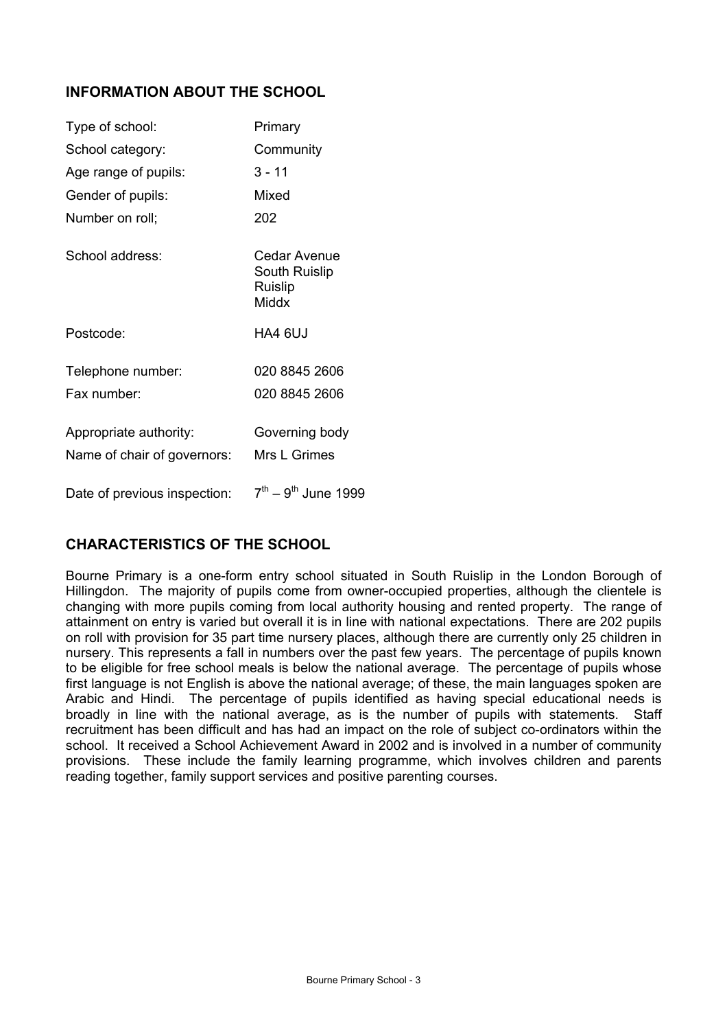## INFORMATION ABOUT THE SCHOOL

| | |
|---|---|
| Type of school: | Primary |
| School category: | Community |
| Age range of pupils: | 3 - 11 |
| Gender of pupils: | Mixed |
| Number on roll; | 202 |
| School address: | Cedar Avenue<br>South Ruislip<br>Ruislip<br>Middx |
| Postcode: | HA4 6UJ |
| Telephone number: | 020 8845 2606 |
| Fax number: | 020 8845 2606 |
| Appropriate authority: | Governing body |
| Name of chair of governors: | Mrs L Grimes |
| Date of previous inspection: | 7th – 9th June 1999 |

## CHARACTERISTICS OF THE SCHOOL

Bourne Primary is a one-form entry school situated in South Ruislip in the London Borough of Hillingdon. The majority of pupils come from owner-occupied properties, although the clientele is changing with more pupils coming from local authority housing and rented property. The range of attainment on entry is varied but overall it is in line with national expectations. There are 202 pupils on roll with provision for 35 part time nursery places, although there are currently only 25 children in nursery. This represents a fall in numbers over the past few years. The percentage of pupils known to be eligible for free school meals is below the national average. The percentage of pupils whose first language is not English is above the national average; of these, the main languages spoken are Arabic and Hindi. The percentage of pupils identified as having special educational needs is broadly in line with the national average, as is the number of pupils with statements. Staff recruitment has been difficult and has had an impact on the role of subject co-ordinators within the school. It received a School Achievement Award in 2002 and is involved in a number of community provisions. These include the family learning programme, which involves children and parents reading together, family support services and positive parenting courses.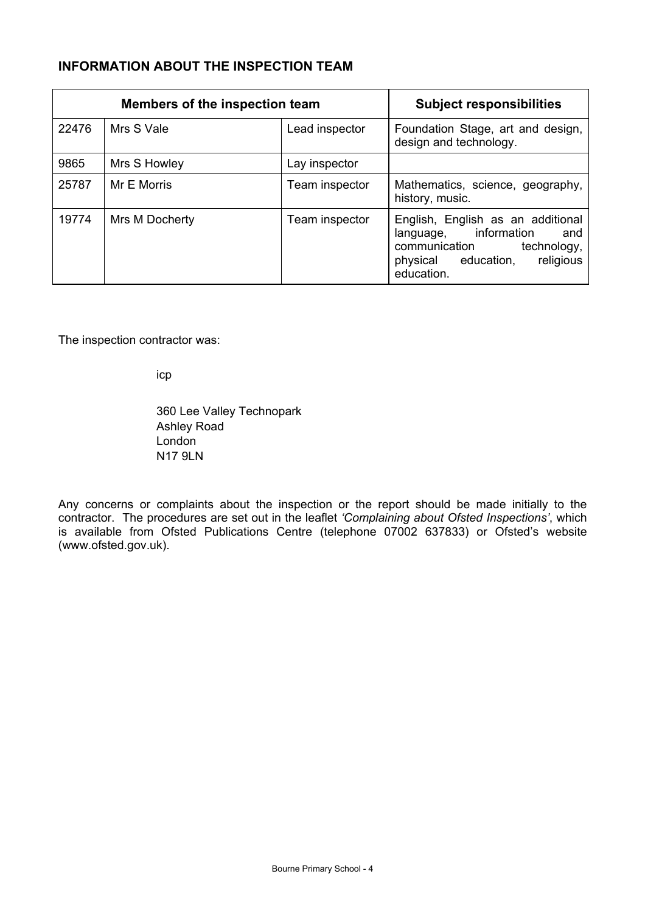## INFORMATION ABOUT THE INSPECTION TEAM

| Members of the inspection team | | | Subject responsibilities |
|---|---|---|---|
| 22476 | Mrs S Vale | Lead inspector | Foundation Stage, art and design, design and technology. |
| 9865 | Mrs S Howley | Lay inspector | |
| 25787 | Mr E Morris | Team inspector | Mathematics, science, geography, history, music. |
| 19774 | Mrs M Docherty | Team inspector | English, English as an additional language, information and communication technology, physical education, religious education. |

The inspection contractor was:

icp

360 Lee Valley Technopark
Ashley Road
London
N17 9LN

Any concerns or complaints about the inspection or the report should be made initially to the contractor. The procedures are set out in the leaflet *'Complaining about Ofsted Inspections'*, which is available from Ofsted Publications Centre (telephone 07002 637833) or Ofsted's website (www.ofsted.gov.uk).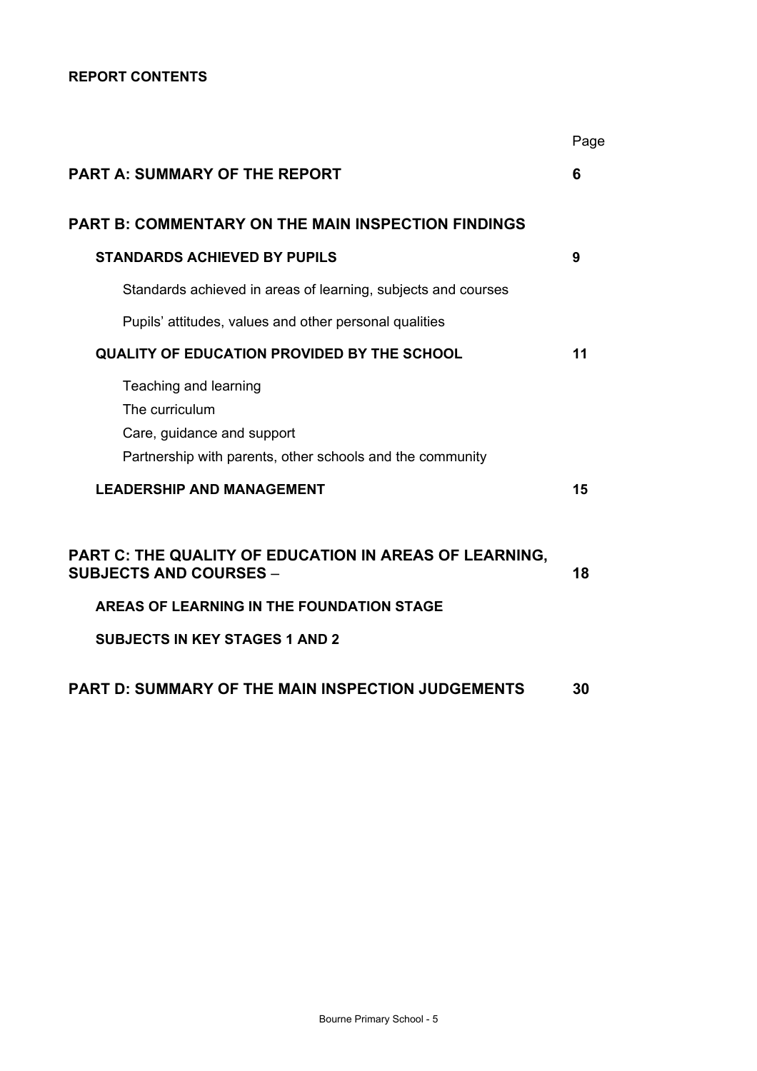**REPORT CONTENTS**

| | Page |
|---|---|
| **PART A: SUMMARY OF THE REPORT** | **6** |
| **PART B: COMMENTARY ON THE MAIN INSPECTION FINDINGS** | |
| **STANDARDS ACHIEVED BY PUPILS** | **9** |
| Standards achieved in areas of learning, subjects and courses | |
| Pupils' attitudes, values and other personal qualities | |
| **QUALITY OF EDUCATION PROVIDED BY THE SCHOOL** | **11** |
| Teaching and learning | |
| The curriculum | |
| Care, guidance and support | |
| Partnership with parents, other schools and the community | |
| **LEADERSHIP AND MANAGEMENT** | **15** |
| **PART C: THE QUALITY OF EDUCATION IN AREAS OF LEARNING, SUBJECTS AND COURSES** – | **18** |
| **AREAS OF LEARNING IN THE FOUNDATION STAGE** | |
| **SUBJECTS IN KEY STAGES 1 AND 2** | |
| **PART D: SUMMARY OF THE MAIN INSPECTION JUDGEMENTS** | **30** |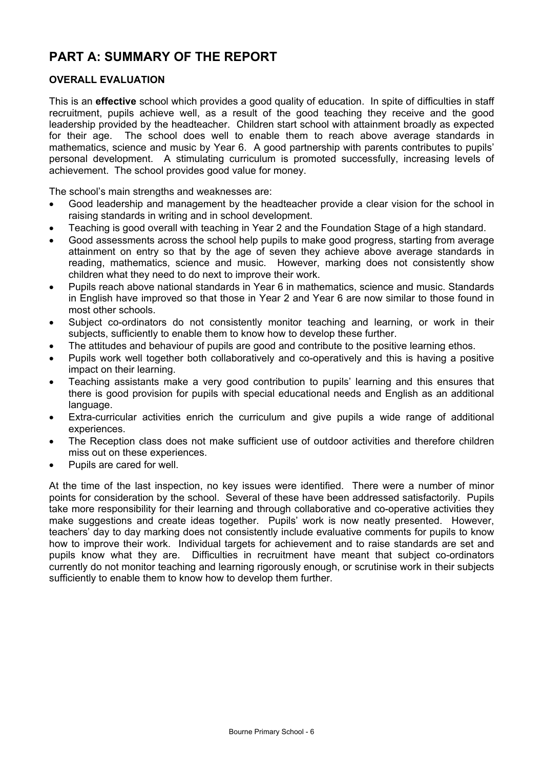# PART A: SUMMARY OF THE REPORT

### OVERALL EVALUATION

This is an **effective** school which provides a good quality of education. In spite of difficulties in staff recruitment, pupils achieve well, as a result of the good teaching they receive and the good leadership provided by the headteacher. Children start school with attainment broadly as expected for their age. The school does well to enable them to reach above average standards in mathematics, science and music by Year 6. A good partnership with parents contributes to pupils' personal development. A stimulating curriculum is promoted successfully, increasing levels of achievement. The school provides good value for money.

The school's main strengths and weaknesses are:

- Good leadership and management by the headteacher provide a clear vision for the school in raising standards in writing and in school development.
- Teaching is good overall with teaching in Year 2 and the Foundation Stage of a high standard.
- Good assessments across the school help pupils to make good progress, starting from average attainment on entry so that by the age of seven they achieve above average standards in reading, mathematics, science and music. However, marking does not consistently show children what they need to do next to improve their work.
- Pupils reach above national standards in Year 6 in mathematics, science and music. Standards in English have improved so that those in Year 2 and Year 6 are now similar to those found in most other schools.
- Subject co-ordinators do not consistently monitor teaching and learning, or work in their subjects, sufficiently to enable them to know how to develop these further.
- The attitudes and behaviour of pupils are good and contribute to the positive learning ethos.
- Pupils work well together both collaboratively and co-operatively and this is having a positive impact on their learning.
- Teaching assistants make a very good contribution to pupils' learning and this ensures that there is good provision for pupils with special educational needs and English as an additional language.
- Extra-curricular activities enrich the curriculum and give pupils a wide range of additional experiences.
- The Reception class does not make sufficient use of outdoor activities and therefore children miss out on these experiences.
- Pupils are cared for well.

At the time of the last inspection, no key issues were identified. There were a number of minor points for consideration by the school. Several of these have been addressed satisfactorily. Pupils take more responsibility for their learning and through collaborative and co-operative activities they make suggestions and create ideas together. Pupils' work is now neatly presented. However, teachers' day to day marking does not consistently include evaluative comments for pupils to know how to improve their work. Individual targets for achievement and to raise standards are set and pupils know what they are. Difficulties in recruitment have meant that subject co-ordinators currently do not monitor teaching and learning rigorously enough, or scrutinise work in their subjects sufficiently to enable them to know how to develop them further.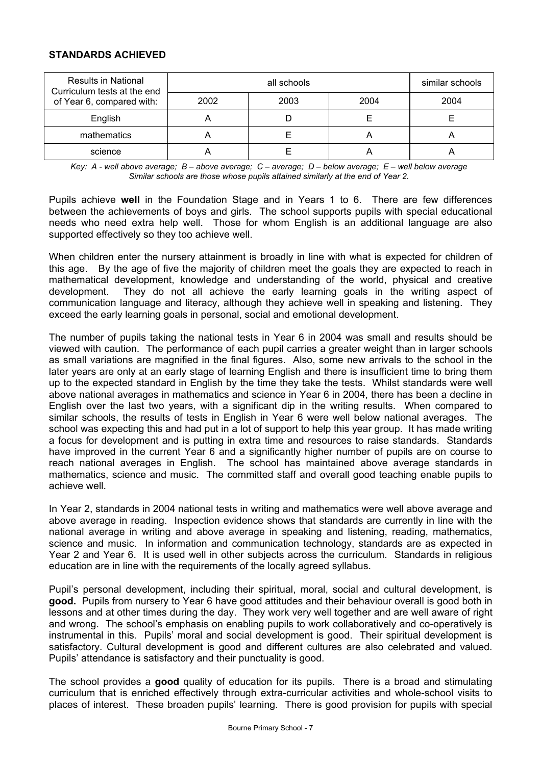## STANDARDS ACHIEVED

| Results in National Curriculum tests at the end of Year 6, compared with: | all schools | | | similar schools |
|---|---|---|---|---|
| | 2002 | 2003 | 2004 | 2004 |
| English | A | D | E | E |
| mathematics | A | E | A | A |
| science | A | E | A | A |

*Key: A - well above average; B – above average; C – average; D – below average; E – well below average*
*Similar schools are those whose pupils attained similarly at the end of Year 2.*

Pupils achieve **well** in the Foundation Stage and in Years 1 to 6. There are few differences between the achievements of boys and girls. The school supports pupils with special educational needs who need extra help well. Those for whom English is an additional language are also supported effectively so they too achieve well.

When children enter the nursery attainment is broadly in line with what is expected for children of this age. By the age of five the majority of children meet the goals they are expected to reach in mathematical development, knowledge and understanding of the world, physical and creative development. They do not all achieve the early learning goals in the writing aspect of communication language and literacy, although they achieve well in speaking and listening. They exceed the early learning goals in personal, social and emotional development.

The number of pupils taking the national tests in Year 6 in 2004 was small and results should be viewed with caution. The performance of each pupil carries a greater weight than in larger schools as small variations are magnified in the final figures. Also, some new arrivals to the school in the later years are only at an early stage of learning English and there is insufficient time to bring them up to the expected standard in English by the time they take the tests. Whilst standards were well above national averages in mathematics and science in Year 6 in 2004, there has been a decline in English over the last two years, with a significant dip in the writing results. When compared to similar schools, the results of tests in English in Year 6 were well below national averages. The school was expecting this and had put in a lot of support to help this year group. It has made writing a focus for development and is putting in extra time and resources to raise standards. Standards have improved in the current Year 6 and a significantly higher number of pupils are on course to reach national averages in English. The school has maintained above average standards in mathematics, science and music. The committed staff and overall good teaching enable pupils to achieve well.

In Year 2, standards in 2004 national tests in writing and mathematics were well above average and above average in reading. Inspection evidence shows that standards are currently in line with the national average in writing and above average in speaking and listening, reading, mathematics, science and music. In information and communication technology, standards are as expected in Year 2 and Year 6. It is used well in other subjects across the curriculum. Standards in religious education are in line with the requirements of the locally agreed syllabus.

Pupil's personal development, including their spiritual, moral, social and cultural development, is **good.** Pupils from nursery to Year 6 have good attitudes and their behaviour overall is good both in lessons and at other times during the day. They work very well together and are well aware of right and wrong. The school's emphasis on enabling pupils to work collaboratively and co-operatively is instrumental in this. Pupils' moral and social development is good. Their spiritual development is satisfactory. Cultural development is good and different cultures are also celebrated and valued. Pupils' attendance is satisfactory and their punctuality is good.

The school provides a **good** quality of education for its pupils. There is a broad and stimulating curriculum that is enriched effectively through extra-curricular activities and whole-school visits to places of interest. These broaden pupils' learning. There is good provision for pupils with special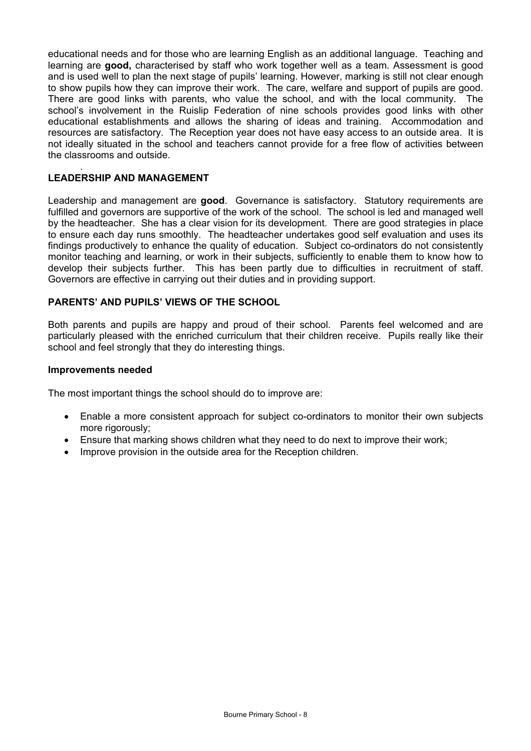educational needs and for those who are learning English as an additional language. Teaching and learning are **good,** characterised by staff who work together well as a team. Assessment is good and is used well to plan the next stage of pupils' learning. However, marking is still not clear enough to show pupils how they can improve their work. The care, welfare and support of pupils are good. There are good links with parents, who value the school, and with the local community. The school's involvement in the Ruislip Federation of nine schools provides good links with other educational establishments and allows the sharing of ideas and training. Accommodation and resources are satisfactory. The Reception year does not have easy access to an outside area. It is not ideally situated in the school and teachers cannot provide for a free flow of activities between the classrooms and outside.

### LEADERSHIP AND MANAGEMENT

Leadership and management are **good**. Governance is satisfactory. Statutory requirements are fulfilled and governors are supportive of the work of the school. The school is led and managed well by the headteacher. She has a clear vision for its development. There are good strategies in place to ensure each day runs smoothly. The headteacher undertakes good self evaluation and uses its findings productively to enhance the quality of education. Subject co-ordinators do not consistently monitor teaching and learning, or work in their subjects, sufficiently to enable them to know how to develop their subjects further. This has been partly due to difficulties in recruitment of staff. Governors are effective in carrying out their duties and in providing support.

### PARENTS' AND PUPILS' VIEWS OF THE SCHOOL

Both parents and pupils are happy and proud of their school. Parents feel welcomed and are particularly pleased with the enriched curriculum that their children receive. Pupils really like their school and feel strongly that they do interesting things.

#### Improvements needed

The most important things the school should do to improve are:

- Enable a more consistent approach for subject co-ordinators to monitor their own subjects more rigorously;
- Ensure that marking shows children what they need to do next to improve their work;
- Improve provision in the outside area for the Reception children.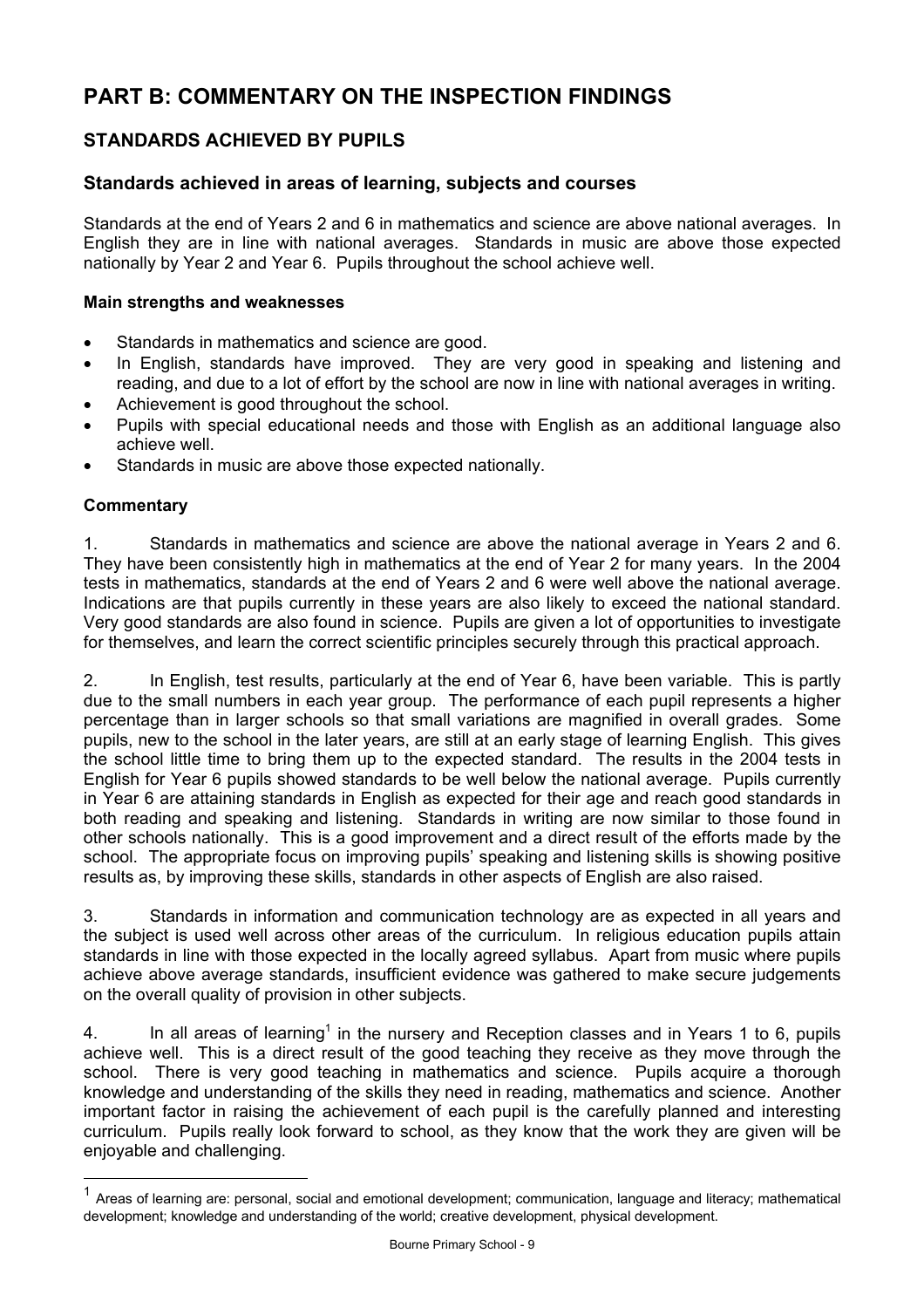# PART B: COMMENTARY ON THE INSPECTION FINDINGS

## STANDARDS ACHIEVED BY PUPILS

### Standards achieved in areas of learning, subjects and courses

Standards at the end of Years 2 and 6 in mathematics and science are above national averages. In English they are in line with national averages. Standards in music are above those expected nationally by Year 2 and Year 6. Pupils throughout the school achieve well.

**Main strengths and weaknesses**

- Standards in mathematics and science are good.
- In English, standards have improved. They are very good in speaking and listening and reading, and due to a lot of effort by the school are now in line with national averages in writing.
- Achievement is good throughout the school.
- Pupils with special educational needs and those with English as an additional language also achieve well.
- Standards in music are above those expected nationally.

**Commentary**

1. Standards in mathematics and science are above the national average in Years 2 and 6. They have been consistently high in mathematics at the end of Year 2 for many years. In the 2004 tests in mathematics, standards at the end of Years 2 and 6 were well above the national average. Indications are that pupils currently in these years are also likely to exceed the national standard. Very good standards are also found in science. Pupils are given a lot of opportunities to investigate for themselves, and learn the correct scientific principles securely through this practical approach.

2. In English, test results, particularly at the end of Year 6, have been variable. This is partly due to the small numbers in each year group. The performance of each pupil represents a higher percentage than in larger schools so that small variations are magnified in overall grades. Some pupils, new to the school in the later years, are still at an early stage of learning English. This gives the school little time to bring them up to the expected standard. The results in the 2004 tests in English for Year 6 pupils showed standards to be well below the national average. Pupils currently in Year 6 are attaining standards in English as expected for their age and reach good standards in both reading and speaking and listening. Standards in writing are now similar to those found in other schools nationally. This is a good improvement and a direct result of the efforts made by the school. The appropriate focus on improving pupils' speaking and listening skills is showing positive results as, by improving these skills, standards in other aspects of English are also raised.

3. Standards in information and communication technology are as expected in all years and the subject is used well across other areas of the curriculum. In religious education pupils attain standards in line with those expected in the locally agreed syllabus. Apart from music where pupils achieve above average standards, insufficient evidence was gathered to make secure judgements on the overall quality of provision in other subjects.

4. In all areas of learning[1] in the nursery and Reception classes and in Years 1 to 6, pupils achieve well. This is a direct result of the good teaching they receive as they move through the school. There is very good teaching in mathematics and science. Pupils acquire a thorough knowledge and understanding of the skills they need in reading, mathematics and science. Another important factor in raising the achievement of each pupil is the carefully planned and interesting curriculum. Pupils really look forward to school, as they know that the work they are given will be enjoyable and challenging.

---

[1] Areas of learning are: personal, social and emotional development; communication, language and literacy; mathematical development; knowledge and understanding of the world; creative development, physical development.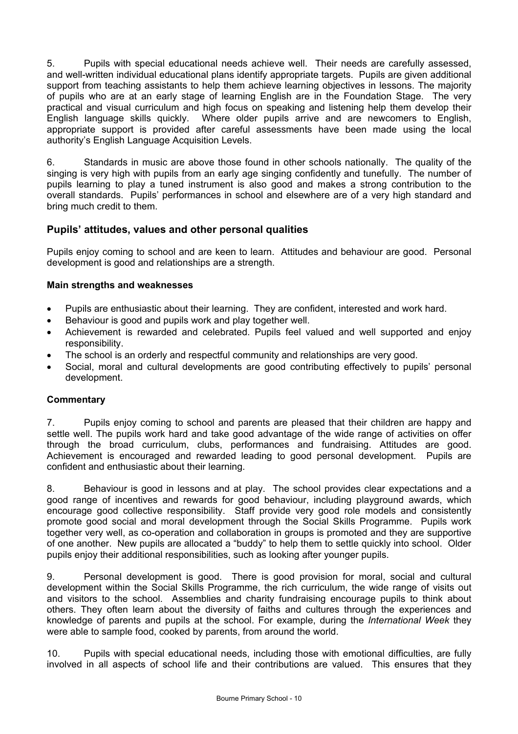5. Pupils with special educational needs achieve well. Their needs are carefully assessed, and well-written individual educational plans identify appropriate targets. Pupils are given additional support from teaching assistants to help them achieve learning objectives in lessons. The majority of pupils who are at an early stage of learning English are in the Foundation Stage. The very practical and visual curriculum and high focus on speaking and listening help them develop their English language skills quickly. Where older pupils arrive and are newcomers to English, appropriate support is provided after careful assessments have been made using the local authority's English Language Acquisition Levels.

6. Standards in music are above those found in other schools nationally. The quality of the singing is very high with pupils from an early age singing confidently and tunefully. The number of pupils learning to play a tuned instrument is also good and makes a strong contribution to the overall standards. Pupils' performances in school and elsewhere are of a very high standard and bring much credit to them.

## Pupils' attitudes, values and other personal qualities

Pupils enjoy coming to school and are keen to learn. Attitudes and behaviour are good. Personal development is good and relationships are a strength.

### Main strengths and weaknesses

- Pupils are enthusiastic about their learning. They are confident, interested and work hard.
- Behaviour is good and pupils work and play together well.
- Achievement is rewarded and celebrated. Pupils feel valued and well supported and enjoy responsibility.
- The school is an orderly and respectful community and relationships are very good.
- Social, moral and cultural developments are good contributing effectively to pupils' personal development.

### Commentary

7. Pupils enjoy coming to school and parents are pleased that their children are happy and settle well. The pupils work hard and take good advantage of the wide range of activities on offer through the broad curriculum, clubs, performances and fundraising. Attitudes are good. Achievement is encouraged and rewarded leading to good personal development. Pupils are confident and enthusiastic about their learning.

8. Behaviour is good in lessons and at play. The school provides clear expectations and a good range of incentives and rewards for good behaviour, including playground awards, which encourage good collective responsibility. Staff provide very good role models and consistently promote good social and moral development through the Social Skills Programme. Pupils work together very well, as co-operation and collaboration in groups is promoted and they are supportive of one another. New pupils are allocated a "buddy" to help them to settle quickly into school. Older pupils enjoy their additional responsibilities, such as looking after younger pupils.

9. Personal development is good. There is good provision for moral, social and cultural development within the Social Skills Programme, the rich curriculum, the wide range of visits out and visitors to the school. Assemblies and charity fundraising encourage pupils to think about others. They often learn about the diversity of faiths and cultures through the experiences and knowledge of parents and pupils at the school. For example, during the *International Week* they were able to sample food, cooked by parents, from around the world.

10. Pupils with special educational needs, including those with emotional difficulties, are fully involved in all aspects of school life and their contributions are valued. This ensures that they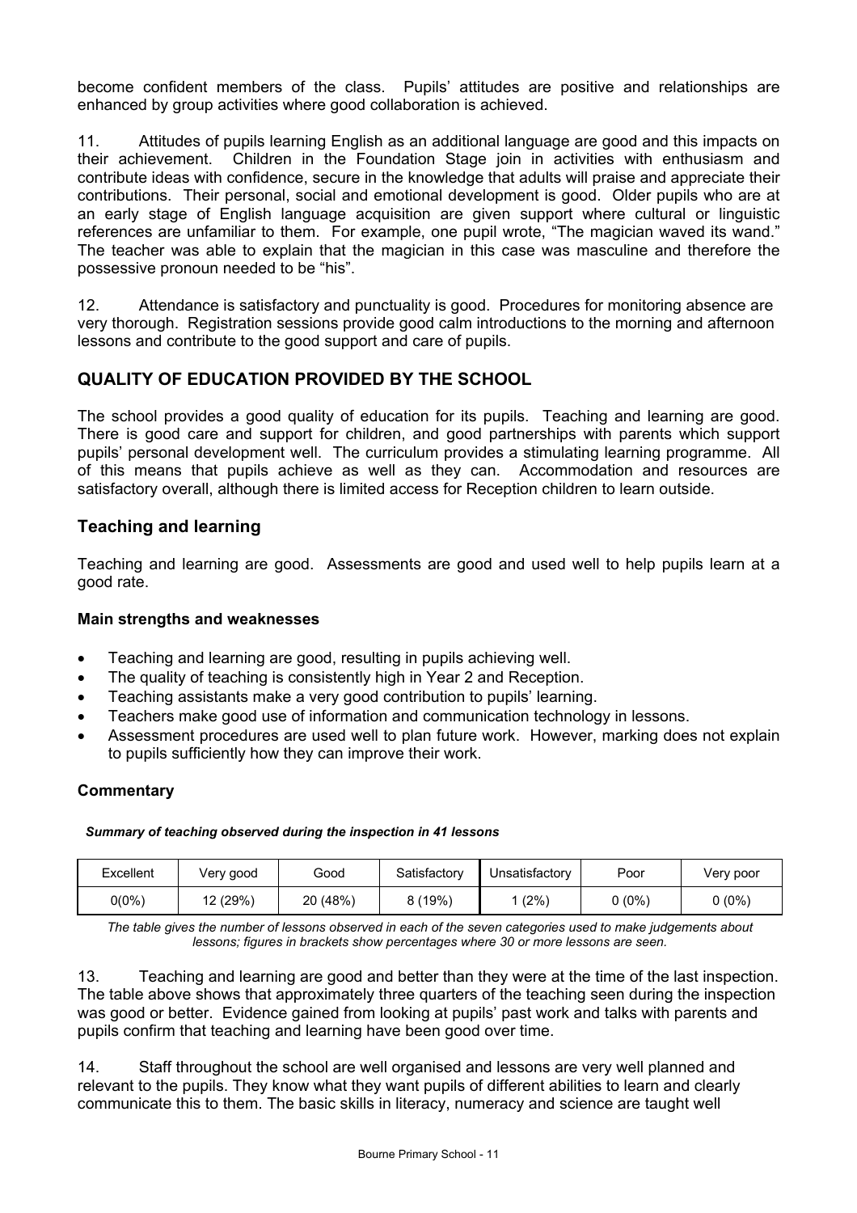become confident members of the class. Pupils' attitudes are positive and relationships are enhanced by group activities where good collaboration is achieved.

11. Attitudes of pupils learning English as an additional language are good and this impacts on their achievement. Children in the Foundation Stage join in activities with enthusiasm and contribute ideas with confidence, secure in the knowledge that adults will praise and appreciate their contributions. Their personal, social and emotional development is good. Older pupils who are at an early stage of English language acquisition are given support where cultural or linguistic references are unfamiliar to them. For example, one pupil wrote, "The magician waved its wand." The teacher was able to explain that the magician in this case was masculine and therefore the possessive pronoun needed to be "his".

12. Attendance is satisfactory and punctuality is good. Procedures for monitoring absence are very thorough. Registration sessions provide good calm introductions to the morning and afternoon lessons and contribute to the good support and care of pupils.

## QUALITY OF EDUCATION PROVIDED BY THE SCHOOL

The school provides a good quality of education for its pupils. Teaching and learning are good. There is good care and support for children, and good partnerships with parents which support pupils' personal development well. The curriculum provides a stimulating learning programme. All of this means that pupils achieve as well as they can. Accommodation and resources are satisfactory overall, although there is limited access for Reception children to learn outside.

### Teaching and learning

Teaching and learning are good. Assessments are good and used well to help pupils learn at a good rate.

#### Main strengths and weaknesses

- Teaching and learning are good, resulting in pupils achieving well.
- The quality of teaching is consistently high in Year 2 and Reception.
- Teaching assistants make a very good contribution to pupils' learning.
- Teachers make good use of information and communication technology in lessons.
- Assessment procedures are used well to plan future work. However, marking does not explain to pupils sufficiently how they can improve their work.

#### Commentary

***Summary of teaching observed during the inspection in 41 lessons***

| Excellent | Very good | Good | Satisfactory | Unsatisfactory | Poor | Very poor |
|---|---|---|---|---|---|---|
| 0(0%) | 12 (29%) | 20 (48%) | 8 (19%) | 1 (2%) | 0 (0%) | 0 (0%) |

*The table gives the number of lessons observed in each of the seven categories used to make judgements about lessons; figures in brackets show percentages where 30 or more lessons are seen.*

13. Teaching and learning are good and better than they were at the time of the last inspection. The table above shows that approximately three quarters of the teaching seen during the inspection was good or better. Evidence gained from looking at pupils' past work and talks with parents and pupils confirm that teaching and learning have been good over time.

14. Staff throughout the school are well organised and lessons are very well planned and relevant to the pupils. They know what they want pupils of different abilities to learn and clearly communicate this to them. The basic skills in literacy, numeracy and science are taught well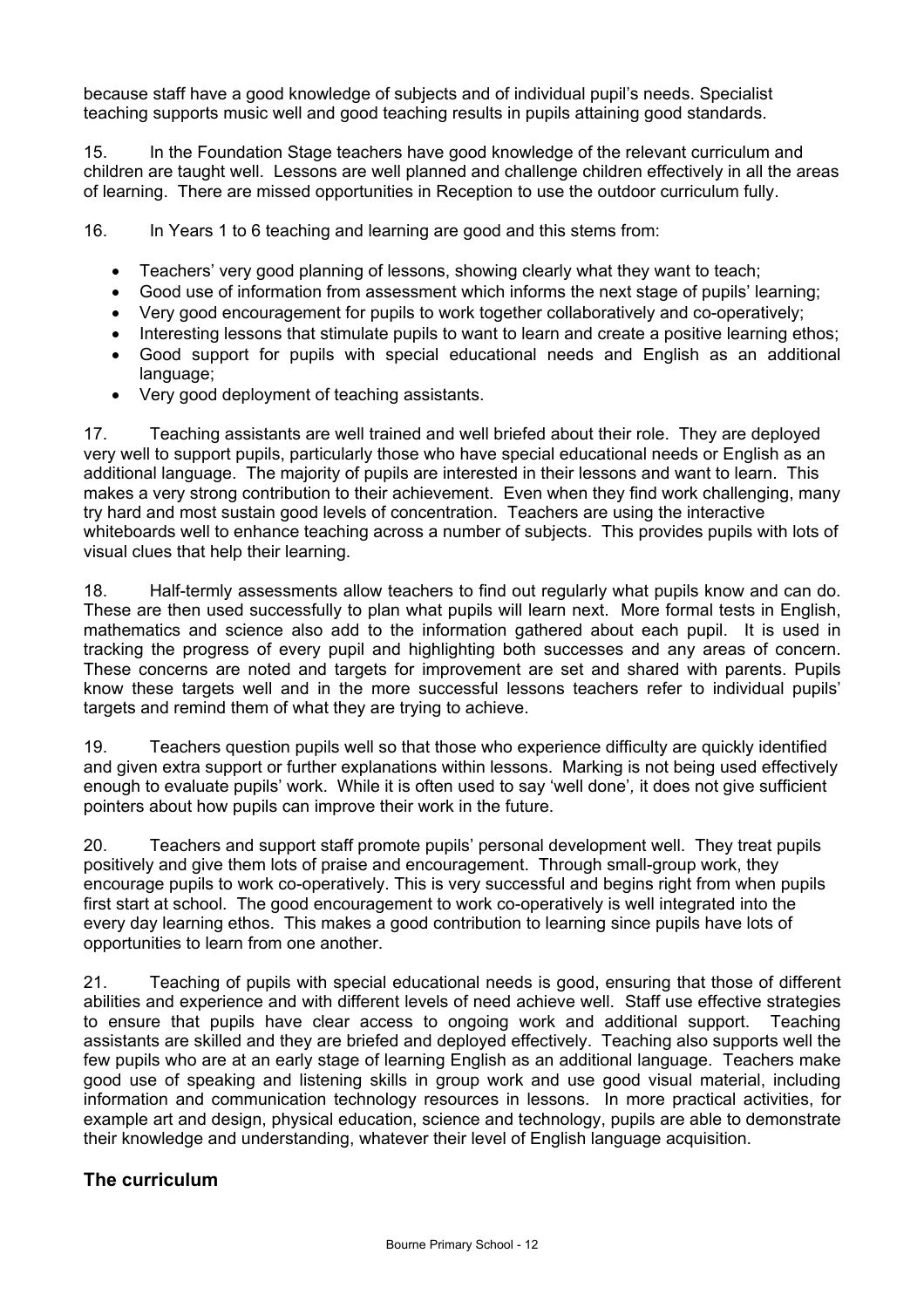because staff have a good knowledge of subjects and of individual pupil's needs. Specialist teaching supports music well and good teaching results in pupils attaining good standards.

15. In the Foundation Stage teachers have good knowledge of the relevant curriculum and children are taught well. Lessons are well planned and challenge children effectively in all the areas of learning. There are missed opportunities in Reception to use the outdoor curriculum fully.

16. In Years 1 to 6 teaching and learning are good and this stems from:

- Teachers' very good planning of lessons, showing clearly what they want to teach;
- Good use of information from assessment which informs the next stage of pupils' learning;
- Very good encouragement for pupils to work together collaboratively and co-operatively;
- Interesting lessons that stimulate pupils to want to learn and create a positive learning ethos;
- Good support for pupils with special educational needs and English as an additional language;
- Very good deployment of teaching assistants.

17. Teaching assistants are well trained and well briefed about their role. They are deployed very well to support pupils, particularly those who have special educational needs or English as an additional language. The majority of pupils are interested in their lessons and want to learn. This makes a very strong contribution to their achievement. Even when they find work challenging, many try hard and most sustain good levels of concentration. Teachers are using the interactive whiteboards well to enhance teaching across a number of subjects. This provides pupils with lots of visual clues that help their learning.

18. Half-termly assessments allow teachers to find out regularly what pupils know and can do. These are then used successfully to plan what pupils will learn next. More formal tests in English, mathematics and science also add to the information gathered about each pupil. It is used in tracking the progress of every pupil and highlighting both successes and any areas of concern. These concerns are noted and targets for improvement are set and shared with parents. Pupils know these targets well and in the more successful lessons teachers refer to individual pupils' targets and remind them of what they are trying to achieve.

19. Teachers question pupils well so that those who experience difficulty are quickly identified and given extra support or further explanations within lessons. Marking is not being used effectively enough to evaluate pupils' work. While it is often used to say 'well done', it does not give sufficient pointers about how pupils can improve their work in the future.

20. Teachers and support staff promote pupils' personal development well. They treat pupils positively and give them lots of praise and encouragement. Through small-group work, they encourage pupils to work co-operatively. This is very successful and begins right from when pupils first start at school. The good encouragement to work co-operatively is well integrated into the every day learning ethos. This makes a good contribution to learning since pupils have lots of opportunities to learn from one another.

21. Teaching of pupils with special educational needs is good, ensuring that those of different abilities and experience and with different levels of need achieve well. Staff use effective strategies to ensure that pupils have clear access to ongoing work and additional support. Teaching assistants are skilled and they are briefed and deployed effectively. Teaching also supports well the few pupils who are at an early stage of learning English as an additional language. Teachers make good use of speaking and listening skills in group work and use good visual material, including information and communication technology resources in lessons. In more practical activities, for example art and design, physical education, science and technology, pupils are able to demonstrate their knowledge and understanding, whatever their level of English language acquisition.

## The curriculum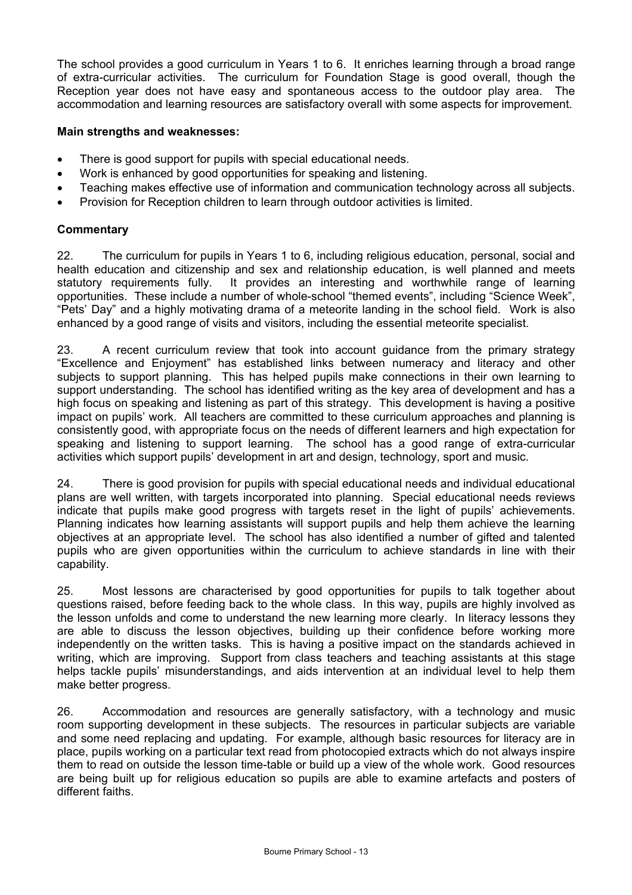The school provides a good curriculum in Years 1 to 6. It enriches learning through a broad range of extra-curricular activities. The curriculum for Foundation Stage is good overall, though the Reception year does not have easy and spontaneous access to the outdoor play area. The accommodation and learning resources are satisfactory overall with some aspects for improvement.

**Main strengths and weaknesses:**

- There is good support for pupils with special educational needs.
- Work is enhanced by good opportunities for speaking and listening.
- Teaching makes effective use of information and communication technology across all subjects.
- Provision for Reception children to learn through outdoor activities is limited.

**Commentary**

22. The curriculum for pupils in Years 1 to 6, including religious education, personal, social and health education and citizenship and sex and relationship education, is well planned and meets statutory requirements fully. It provides an interesting and worthwhile range of learning opportunities. These include a number of whole-school "themed events", including "Science Week", "Pets' Day" and a highly motivating drama of a meteorite landing in the school field. Work is also enhanced by a good range of visits and visitors, including the essential meteorite specialist.

23. A recent curriculum review that took into account guidance from the primary strategy "Excellence and Enjoyment" has established links between numeracy and literacy and other subjects to support planning. This has helped pupils make connections in their own learning to support understanding. The school has identified writing as the key area of development and has a high focus on speaking and listening as part of this strategy. This development is having a positive impact on pupils' work. All teachers are committed to these curriculum approaches and planning is consistently good, with appropriate focus on the needs of different learners and high expectation for speaking and listening to support learning. The school has a good range of extra-curricular activities which support pupils' development in art and design, technology, sport and music.

24. There is good provision for pupils with special educational needs and individual educational plans are well written, with targets incorporated into planning. Special educational needs reviews indicate that pupils make good progress with targets reset in the light of pupils' achievements. Planning indicates how learning assistants will support pupils and help them achieve the learning objectives at an appropriate level. The school has also identified a number of gifted and talented pupils who are given opportunities within the curriculum to achieve standards in line with their capability.

25. Most lessons are characterised by good opportunities for pupils to talk together about questions raised, before feeding back to the whole class. In this way, pupils are highly involved as the lesson unfolds and come to understand the new learning more clearly. In literacy lessons they are able to discuss the lesson objectives, building up their confidence before working more independently on the written tasks. This is having a positive impact on the standards achieved in writing, which are improving. Support from class teachers and teaching assistants at this stage helps tackle pupils' misunderstandings, and aids intervention at an individual level to help them make better progress.

26. Accommodation and resources are generally satisfactory, with a technology and music room supporting development in these subjects. The resources in particular subjects are variable and some need replacing and updating. For example, although basic resources for literacy are in place, pupils working on a particular text read from photocopied extracts which do not always inspire them to read on outside the lesson time-table or build up a view of the whole work. Good resources are being built up for religious education so pupils are able to examine artefacts and posters of different faiths.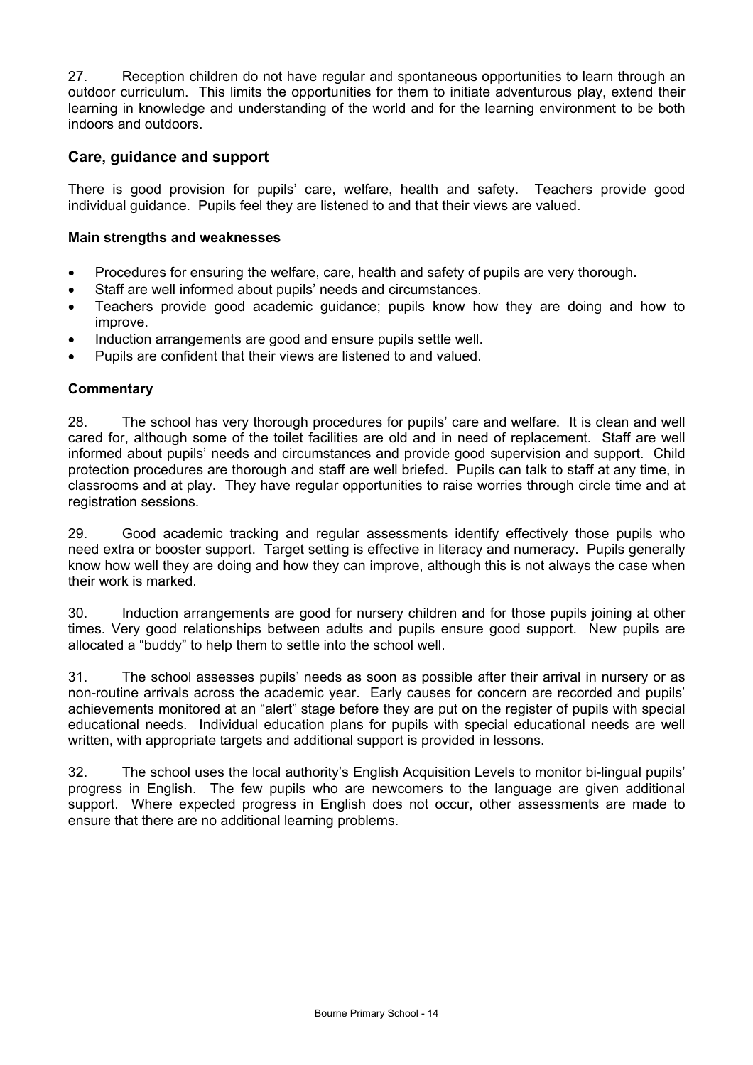27. Reception children do not have regular and spontaneous opportunities to learn through an outdoor curriculum. This limits the opportunities for them to initiate adventurous play, extend their learning in knowledge and understanding of the world and for the learning environment to be both indoors and outdoors.

## Care, guidance and support

There is good provision for pupils' care, welfare, health and safety. Teachers provide good individual guidance. Pupils feel they are listened to and that their views are valued.

### Main strengths and weaknesses

- Procedures for ensuring the welfare, care, health and safety of pupils are very thorough.
- Staff are well informed about pupils' needs and circumstances.
- Teachers provide good academic guidance; pupils know how they are doing and how to improve.
- Induction arrangements are good and ensure pupils settle well.
- Pupils are confident that their views are listened to and valued.

### Commentary

28. The school has very thorough procedures for pupils' care and welfare. It is clean and well cared for, although some of the toilet facilities are old and in need of replacement. Staff are well informed about pupils' needs and circumstances and provide good supervision and support. Child protection procedures are thorough and staff are well briefed. Pupils can talk to staff at any time, in classrooms and at play. They have regular opportunities to raise worries through circle time and at registration sessions.

29. Good academic tracking and regular assessments identify effectively those pupils who need extra or booster support. Target setting is effective in literacy and numeracy. Pupils generally know how well they are doing and how they can improve, although this is not always the case when their work is marked.

30. Induction arrangements are good for nursery children and for those pupils joining at other times. Very good relationships between adults and pupils ensure good support. New pupils are allocated a "buddy" to help them to settle into the school well.

31. The school assesses pupils' needs as soon as possible after their arrival in nursery or as non-routine arrivals across the academic year. Early causes for concern are recorded and pupils' achievements monitored at an "alert" stage before they are put on the register of pupils with special educational needs. Individual education plans for pupils with special educational needs are well written, with appropriate targets and additional support is provided in lessons.

32. The school uses the local authority's English Acquisition Levels to monitor bi-lingual pupils' progress in English. The few pupils who are newcomers to the language are given additional support. Where expected progress in English does not occur, other assessments are made to ensure that there are no additional learning problems.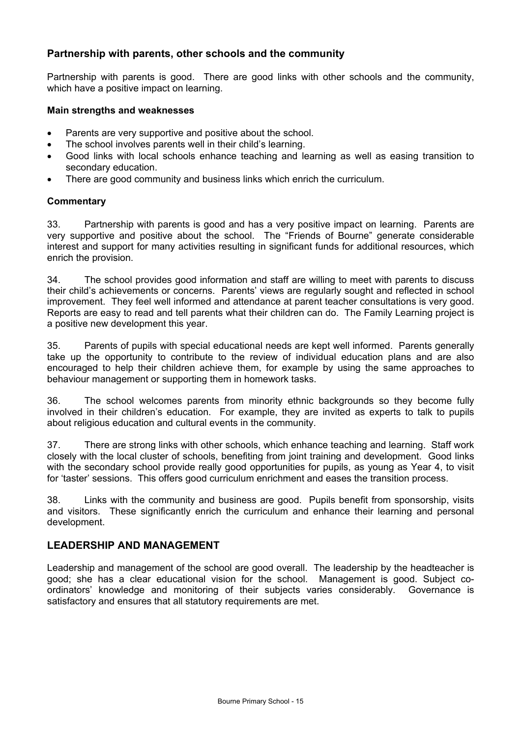## Partnership with parents, other schools and the community

Partnership with parents is good. There are good links with other schools and the community, which have a positive impact on learning.

### Main strengths and weaknesses

- Parents are very supportive and positive about the school.
- The school involves parents well in their child's learning.
- Good links with local schools enhance teaching and learning as well as easing transition to secondary education.
- There are good community and business links which enrich the curriculum.

### Commentary

33. Partnership with parents is good and has a very positive impact on learning. Parents are very supportive and positive about the school. The "Friends of Bourne" generate considerable interest and support for many activities resulting in significant funds for additional resources, which enrich the provision.

34. The school provides good information and staff are willing to meet with parents to discuss their child's achievements or concerns. Parents' views are regularly sought and reflected in school improvement. They feel well informed and attendance at parent teacher consultations is very good. Reports are easy to read and tell parents what their children can do. The Family Learning project is a positive new development this year.

35. Parents of pupils with special educational needs are kept well informed. Parents generally take up the opportunity to contribute to the review of individual education plans and are also encouraged to help their children achieve them, for example by using the same approaches to behaviour management or supporting them in homework tasks.

36. The school welcomes parents from minority ethnic backgrounds so they become fully involved in their children's education. For example, they are invited as experts to talk to pupils about religious education and cultural events in the community.

37. There are strong links with other schools, which enhance teaching and learning. Staff work closely with the local cluster of schools, benefiting from joint training and development. Good links with the secondary school provide really good opportunities for pupils, as young as Year 4, to visit for 'taster' sessions. This offers good curriculum enrichment and eases the transition process.

38. Links with the community and business are good. Pupils benefit from sponsorship, visits and visitors. These significantly enrich the curriculum and enhance their learning and personal development.

## LEADERSHIP AND MANAGEMENT

Leadership and management of the school are good overall. The leadership by the headteacher is good; she has a clear educational vision for the school. Management is good. Subject co-ordinators' knowledge and monitoring of their subjects varies considerably. Governance is satisfactory and ensures that all statutory requirements are met.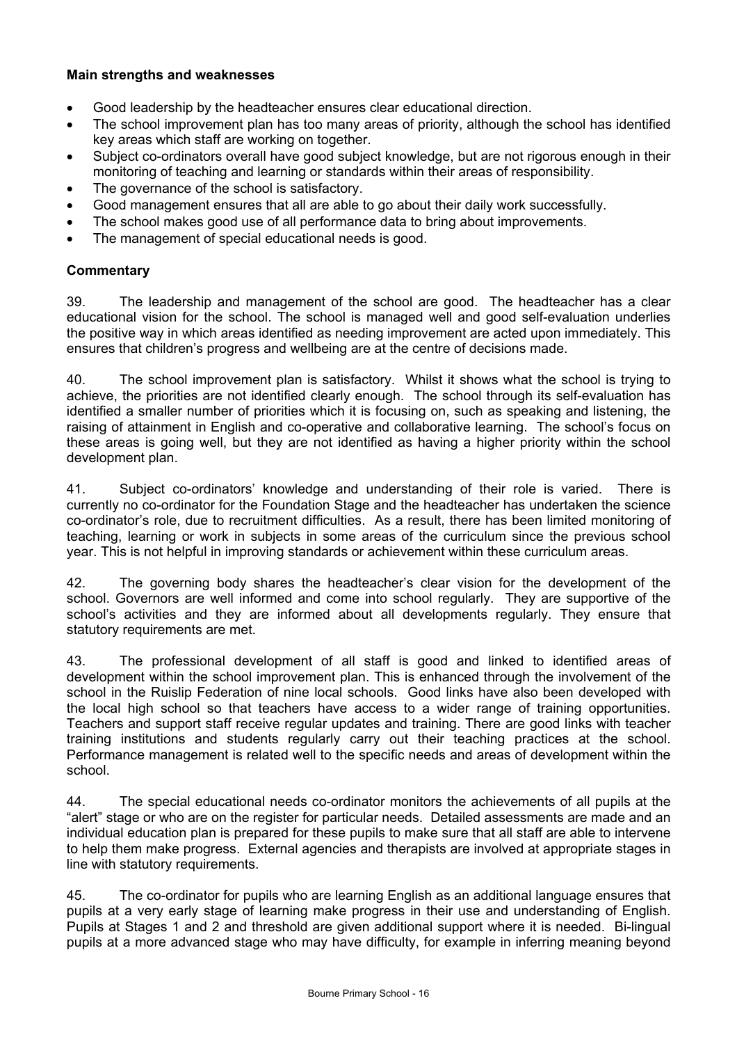### Main strengths and weaknesses

- Good leadership by the headteacher ensures clear educational direction.
- The school improvement plan has too many areas of priority, although the school has identified key areas which staff are working on together.
- Subject co-ordinators overall have good subject knowledge, but are not rigorous enough in their monitoring of teaching and learning or standards within their areas of responsibility.
- The governance of the school is satisfactory.
- Good management ensures that all are able to go about their daily work successfully.
- The school makes good use of all performance data to bring about improvements.
- The management of special educational needs is good.

### Commentary

39. The leadership and management of the school are good. The headteacher has a clear educational vision for the school. The school is managed well and good self-evaluation underlies the positive way in which areas identified as needing improvement are acted upon immediately. This ensures that children's progress and wellbeing are at the centre of decisions made.

40. The school improvement plan is satisfactory. Whilst it shows what the school is trying to achieve, the priorities are not identified clearly enough. The school through its self-evaluation has identified a smaller number of priorities which it is focusing on, such as speaking and listening, the raising of attainment in English and co-operative and collaborative learning. The school's focus on these areas is going well, but they are not identified as having a higher priority within the school development plan.

41. Subject co-ordinators' knowledge and understanding of their role is varied. There is currently no co-ordinator for the Foundation Stage and the headteacher has undertaken the science co-ordinator's role, due to recruitment difficulties. As a result, there has been limited monitoring of teaching, learning or work in subjects in some areas of the curriculum since the previous school year. This is not helpful in improving standards or achievement within these curriculum areas.

42. The governing body shares the headteacher's clear vision for the development of the school. Governors are well informed and come into school regularly. They are supportive of the school's activities and they are informed about all developments regularly. They ensure that statutory requirements are met.

43. The professional development of all staff is good and linked to identified areas of development within the school improvement plan. This is enhanced through the involvement of the school in the Ruislip Federation of nine local schools. Good links have also been developed with the local high school so that teachers have access to a wider range of training opportunities. Teachers and support staff receive regular updates and training. There are good links with teacher training institutions and students regularly carry out their teaching practices at the school. Performance management is related well to the specific needs and areas of development within the school.

44. The special educational needs co-ordinator monitors the achievements of all pupils at the "alert" stage or who are on the register for particular needs. Detailed assessments are made and an individual education plan is prepared for these pupils to make sure that all staff are able to intervene to help them make progress. External agencies and therapists are involved at appropriate stages in line with statutory requirements.

45. The co-ordinator for pupils who are learning English as an additional language ensures that pupils at a very early stage of learning make progress in their use and understanding of English. Pupils at Stages 1 and 2 and threshold are given additional support where it is needed. Bi-lingual pupils at a more advanced stage who may have difficulty, for example in inferring meaning beyond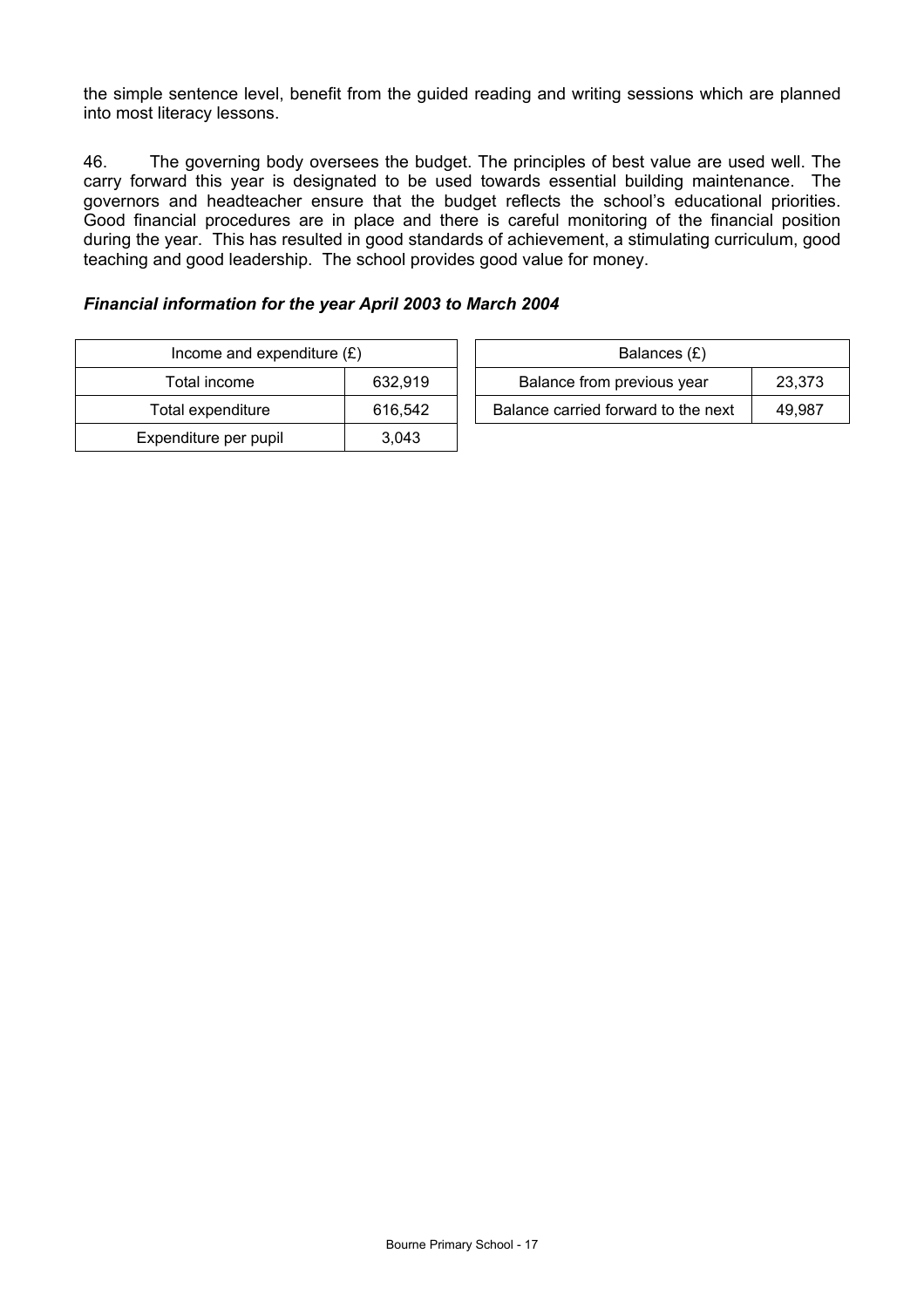the simple sentence level, benefit from the guided reading and writing sessions which are planned into most literacy lessons.

46. The governing body oversees the budget. The principles of best value are used well. The carry forward this year is designated to be used towards essential building maintenance. The governors and headteacher ensure that the budget reflects the school's educational priorities. Good financial procedures are in place and there is careful monitoring of the financial position during the year. This has resulted in good standards of achievement, a stimulating curriculum, good teaching and good leadership. The school provides good value for money.

### *Financial information for the year April 2003 to March 2004*

| Income and expenditure (£) | |
|---|---|
| Total income | 632,919 |
| Total expenditure | 616,542 |
| Expenditure per pupil | 3,043 |

| Balances (£) | |
|---|---|
| Balance from previous year | 23,373 |
| Balance carried forward to the next | 49,987 |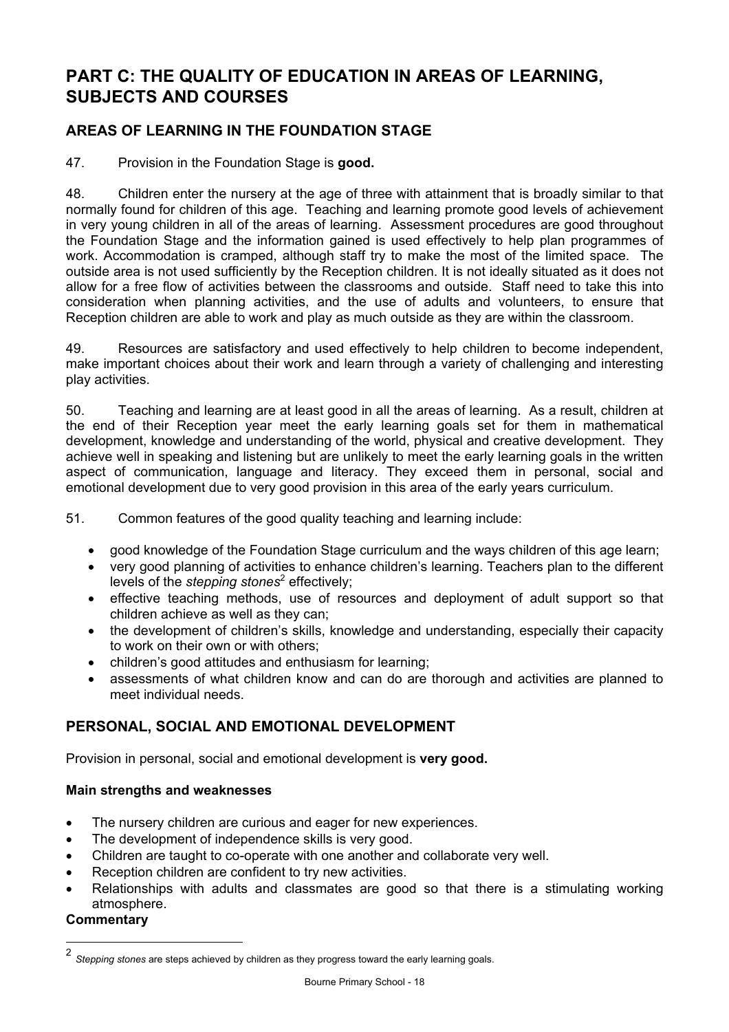# PART C: THE QUALITY OF EDUCATION IN AREAS OF LEARNING, SUBJECTS AND COURSES

## AREAS OF LEARNING IN THE FOUNDATION STAGE

47. Provision in the Foundation Stage is **good.**

48. Children enter the nursery at the age of three with attainment that is broadly similar to that normally found for children of this age. Teaching and learning promote good levels of achievement in very young children in all of the areas of learning. Assessment procedures are good throughout the Foundation Stage and the information gained is used effectively to help plan programmes of work. Accommodation is cramped, although staff try to make the most of the limited space. The outside area is not used sufficiently by the Reception children. It is not ideally situated as it does not allow for a free flow of activities between the classrooms and outside. Staff need to take this into consideration when planning activities, and the use of adults and volunteers, to ensure that Reception children are able to work and play as much outside as they are within the classroom.

49. Resources are satisfactory and used effectively to help children to become independent, make important choices about their work and learn through a variety of challenging and interesting play activities.

50. Teaching and learning are at least good in all the areas of learning. As a result, children at the end of their Reception year meet the early learning goals set for them in mathematical development, knowledge and understanding of the world, physical and creative development. They achieve well in speaking and listening but are unlikely to meet the early learning goals in the written aspect of communication, language and literacy. They exceed them in personal, social and emotional development due to very good provision in this area of the early years curriculum.

51. Common features of the good quality teaching and learning include:

- good knowledge of the Foundation Stage curriculum and the ways children of this age learn;
- very good planning of activities to enhance children's learning. Teachers plan to the different levels of the *stepping stones*[2] effectively;
- effective teaching methods, use of resources and deployment of adult support so that children achieve as well as they can;
- the development of children's skills, knowledge and understanding, especially their capacity to work on their own or with others;
- children's good attitudes and enthusiasm for learning;
- assessments of what children know and can do are thorough and activities are planned to meet individual needs.

## PERSONAL, SOCIAL AND EMOTIONAL DEVELOPMENT

Provision in personal, social and emotional development is **very good.**

### Main strengths and weaknesses

- The nursery children are curious and eager for new experiences.
- The development of independence skills is very good.
- Children are taught to co-operate with one another and collaborate very well.
- Reception children are confident to try new activities.
- Relationships with adults and classmates are good so that there is a stimulating working atmosphere.

### Commentary

[2] *Stepping stones* are steps achieved by children as they progress toward the early learning goals.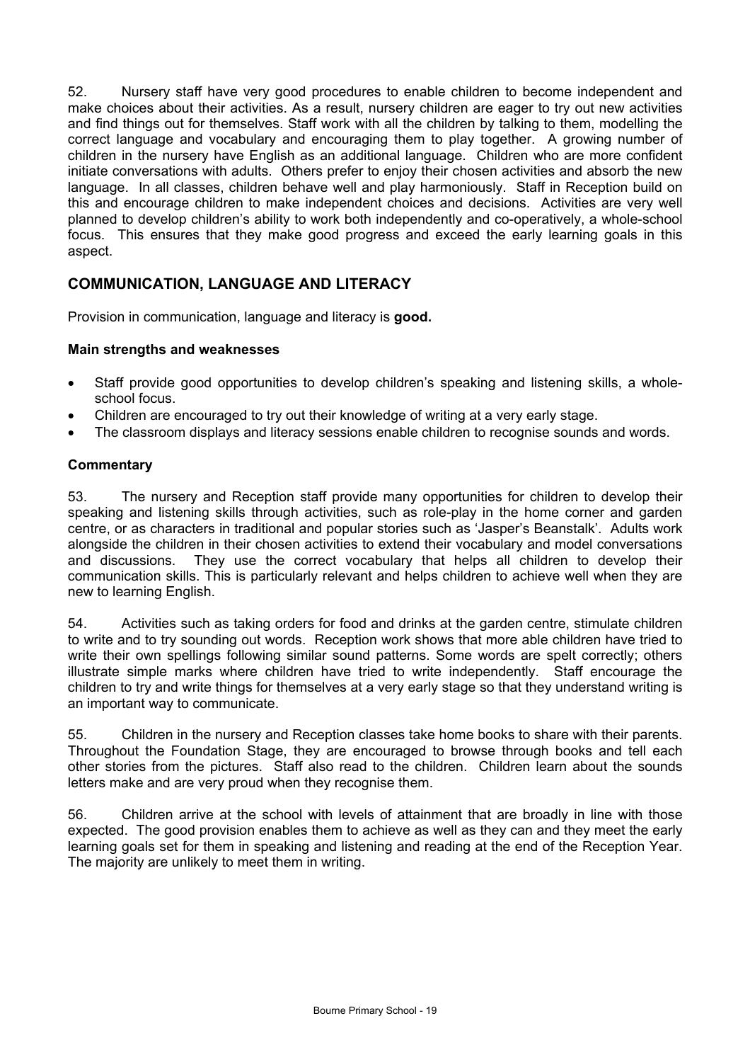52. Nursery staff have very good procedures to enable children to become independent and make choices about their activities. As a result, nursery children are eager to try out new activities and find things out for themselves. Staff work with all the children by talking to them, modelling the correct language and vocabulary and encouraging them to play together. A growing number of children in the nursery have English as an additional language. Children who are more confident initiate conversations with adults. Others prefer to enjoy their chosen activities and absorb the new language. In all classes, children behave well and play harmoniously. Staff in Reception build on this and encourage children to make independent choices and decisions. Activities are very well planned to develop children's ability to work both independently and co-operatively, a whole-school focus. This ensures that they make good progress and exceed the early learning goals in this aspect.

## COMMUNICATION, LANGUAGE AND LITERACY

Provision in communication, language and literacy is **good.**

### Main strengths and weaknesses

- Staff provide good opportunities to develop children's speaking and listening skills, a whole-school focus.
- Children are encouraged to try out their knowledge of writing at a very early stage.
- The classroom displays and literacy sessions enable children to recognise sounds and words.

### Commentary

53. The nursery and Reception staff provide many opportunities for children to develop their speaking and listening skills through activities, such as role-play in the home corner and garden centre, or as characters in traditional and popular stories such as 'Jasper's Beanstalk'. Adults work alongside the children in their chosen activities to extend their vocabulary and model conversations and discussions. They use the correct vocabulary that helps all children to develop their communication skills. This is particularly relevant and helps children to achieve well when they are new to learning English.

54. Activities such as taking orders for food and drinks at the garden centre, stimulate children to write and to try sounding out words. Reception work shows that more able children have tried to write their own spellings following similar sound patterns. Some words are spelt correctly; others illustrate simple marks where children have tried to write independently. Staff encourage the children to try and write things for themselves at a very early stage so that they understand writing is an important way to communicate.

55. Children in the nursery and Reception classes take home books to share with their parents. Throughout the Foundation Stage, they are encouraged to browse through books and tell each other stories from the pictures. Staff also read to the children. Children learn about the sounds letters make and are very proud when they recognise them.

56. Children arrive at the school with levels of attainment that are broadly in line with those expected. The good provision enables them to achieve as well as they can and they meet the early learning goals set for them in speaking and listening and reading at the end of the Reception Year. The majority are unlikely to meet them in writing.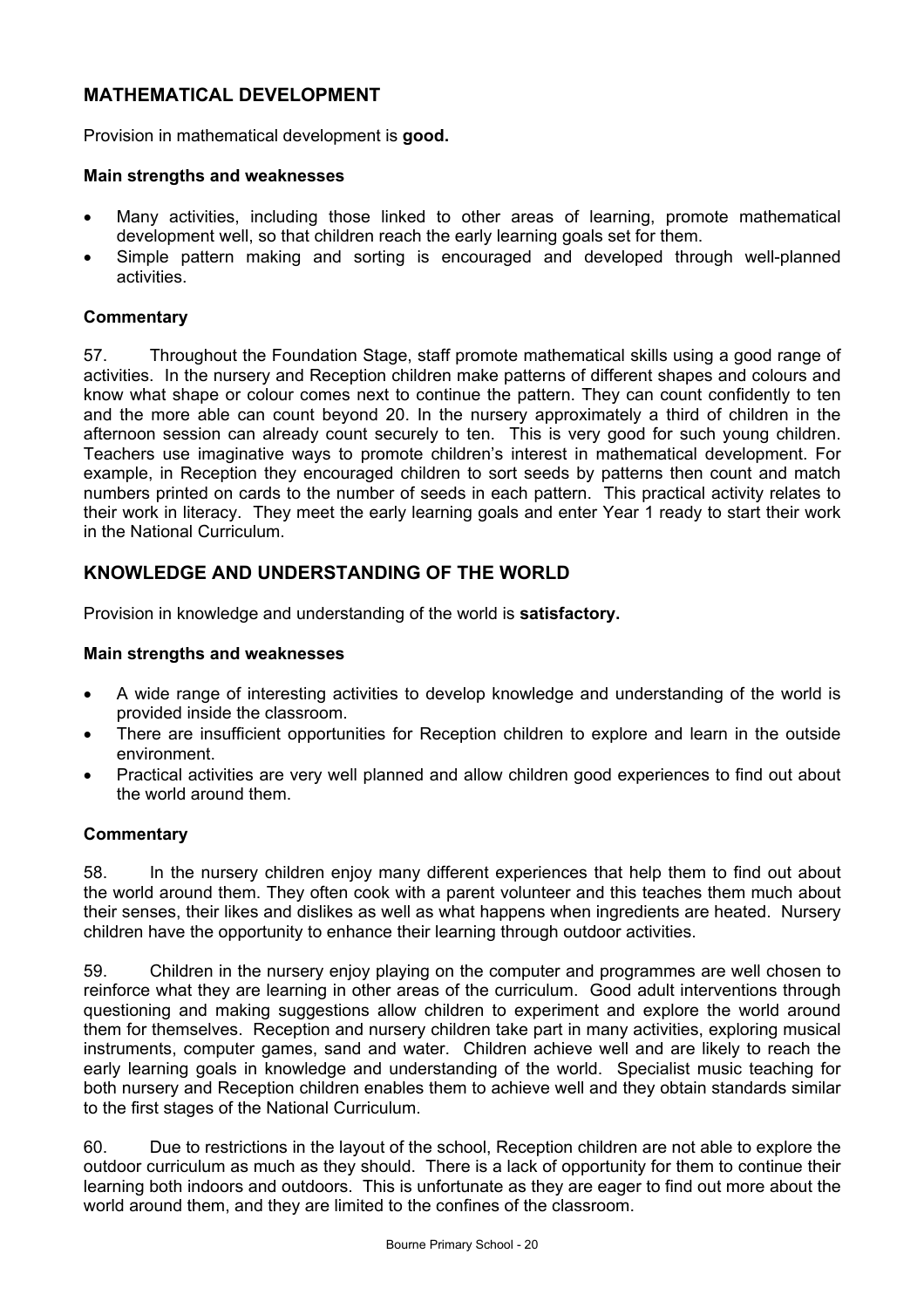## MATHEMATICAL DEVELOPMENT

Provision in mathematical development is **good.**

### Main strengths and weaknesses

- Many activities, including those linked to other areas of learning, promote mathematical development well, so that children reach the early learning goals set for them.
- Simple pattern making and sorting is encouraged and developed through well-planned activities.

### Commentary

57. Throughout the Foundation Stage, staff promote mathematical skills using a good range of activities. In the nursery and Reception children make patterns of different shapes and colours and know what shape or colour comes next to continue the pattern. They can count confidently to ten and the more able can count beyond 20. In the nursery approximately a third of children in the afternoon session can already count securely to ten. This is very good for such young children. Teachers use imaginative ways to promote children's interest in mathematical development. For example, in Reception they encouraged children to sort seeds by patterns then count and match numbers printed on cards to the number of seeds in each pattern. This practical activity relates to their work in literacy. They meet the early learning goals and enter Year 1 ready to start their work in the National Curriculum.

## KNOWLEDGE AND UNDERSTANDING OF THE WORLD

Provision in knowledge and understanding of the world is **satisfactory.**

### Main strengths and weaknesses

- A wide range of interesting activities to develop knowledge and understanding of the world is provided inside the classroom.
- There are insufficient opportunities for Reception children to explore and learn in the outside environment.
- Practical activities are very well planned and allow children good experiences to find out about the world around them.

### Commentary

58. In the nursery children enjoy many different experiences that help them to find out about the world around them. They often cook with a parent volunteer and this teaches them much about their senses, their likes and dislikes as well as what happens when ingredients are heated. Nursery children have the opportunity to enhance their learning through outdoor activities.

59. Children in the nursery enjoy playing on the computer and programmes are well chosen to reinforce what they are learning in other areas of the curriculum. Good adult interventions through questioning and making suggestions allow children to experiment and explore the world around them for themselves. Reception and nursery children take part in many activities, exploring musical instruments, computer games, sand and water. Children achieve well and are likely to reach the early learning goals in knowledge and understanding of the world. Specialist music teaching for both nursery and Reception children enables them to achieve well and they obtain standards similar to the first stages of the National Curriculum.

60. Due to restrictions in the layout of the school, Reception children are not able to explore the outdoor curriculum as much as they should. There is a lack of opportunity for them to continue their learning both indoors and outdoors. This is unfortunate as they are eager to find out more about the world around them, and they are limited to the confines of the classroom.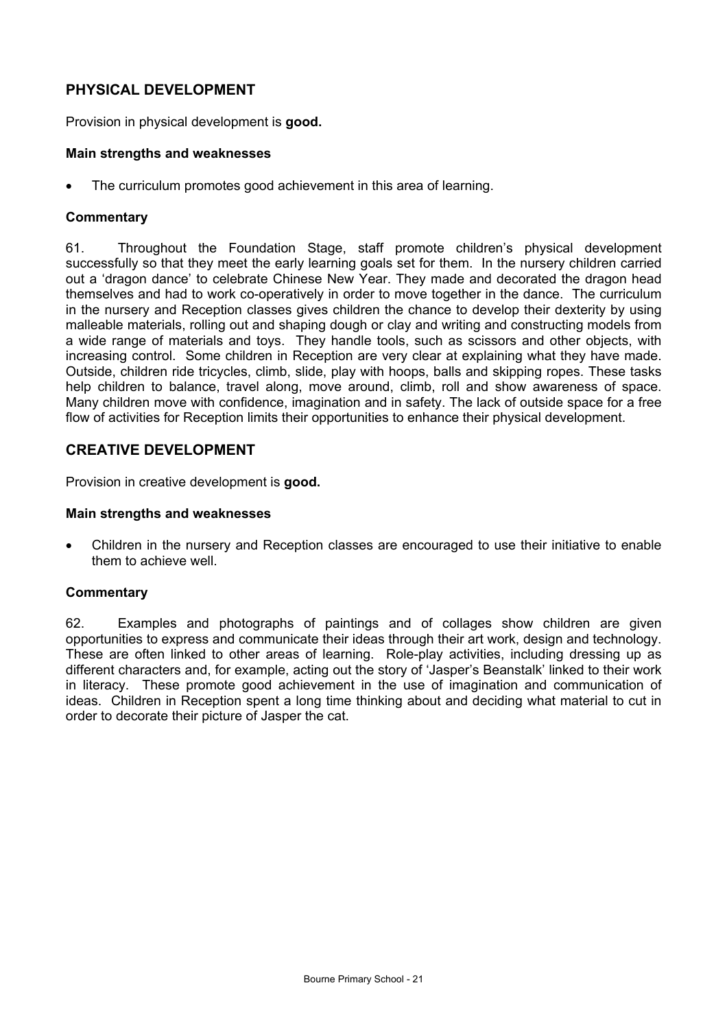## PHYSICAL DEVELOPMENT

Provision in physical development is **good.**

### Main strengths and weaknesses

- The curriculum promotes good achievement in this area of learning.

### Commentary

61. Throughout the Foundation Stage, staff promote children's physical development successfully so that they meet the early learning goals set for them. In the nursery children carried out a 'dragon dance' to celebrate Chinese New Year. They made and decorated the dragon head themselves and had to work co-operatively in order to move together in the dance. The curriculum in the nursery and Reception classes gives children the chance to develop their dexterity by using malleable materials, rolling out and shaping dough or clay and writing and constructing models from a wide range of materials and toys. They handle tools, such as scissors and other objects, with increasing control. Some children in Reception are very clear at explaining what they have made. Outside, children ride tricycles, climb, slide, play with hoops, balls and skipping ropes. These tasks help children to balance, travel along, move around, climb, roll and show awareness of space. Many children move with confidence, imagination and in safety. The lack of outside space for a free flow of activities for Reception limits their opportunities to enhance their physical development.

## CREATIVE DEVELOPMENT

Provision in creative development is **good.**

### Main strengths and weaknesses

- Children in the nursery and Reception classes are encouraged to use their initiative to enable them to achieve well.

### Commentary

62. Examples and photographs of paintings and of collages show children are given opportunities to express and communicate their ideas through their art work, design and technology. These are often linked to other areas of learning. Role-play activities, including dressing up as different characters and, for example, acting out the story of 'Jasper's Beanstalk' linked to their work in literacy. These promote good achievement in the use of imagination and communication of ideas. Children in Reception spent a long time thinking about and deciding what material to cut in order to decorate their picture of Jasper the cat.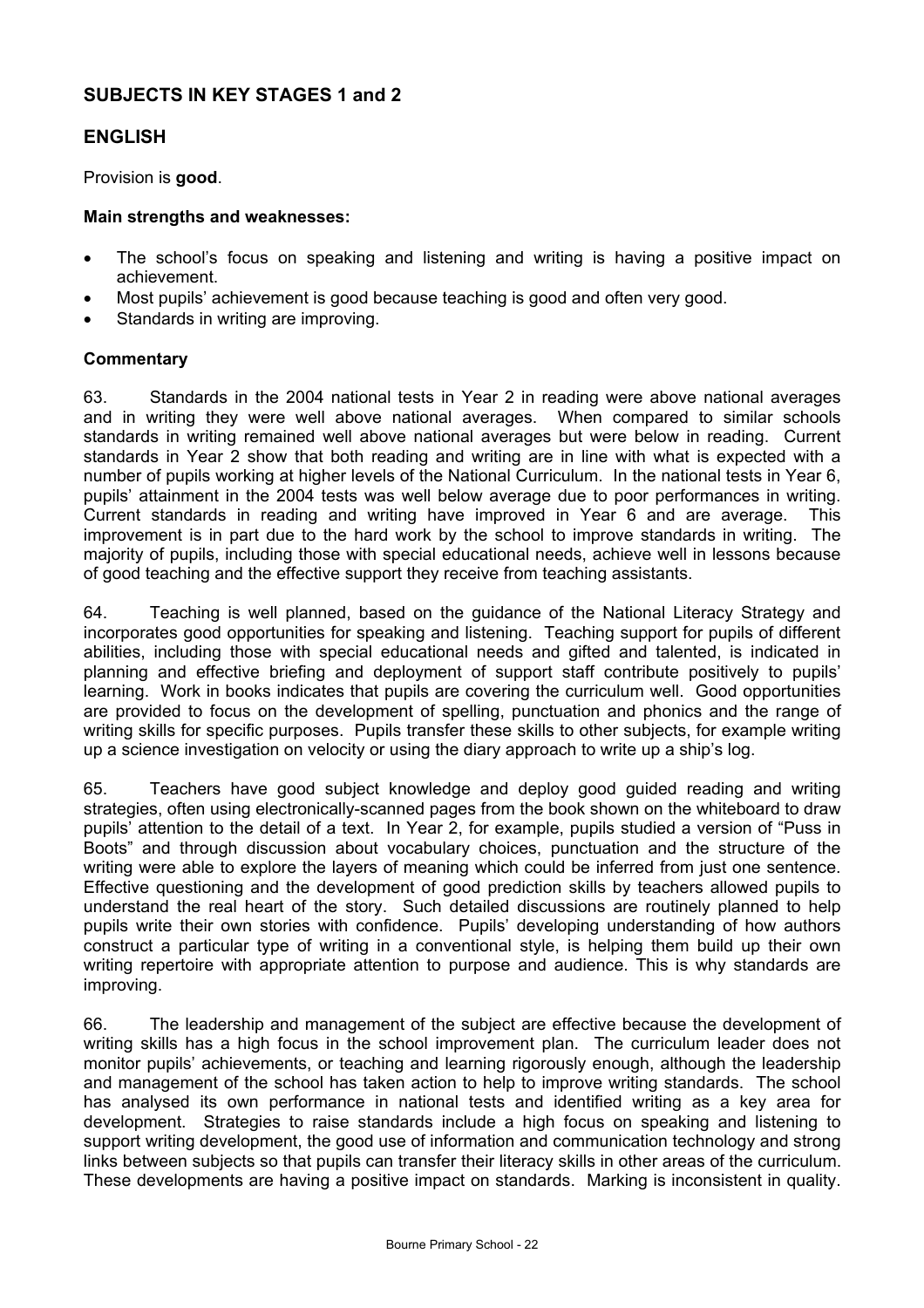## SUBJECTS IN KEY STAGES 1 and 2

## ENGLISH

Provision is **good**.

**Main strengths and weaknesses:**

- The school's focus on speaking and listening and writing is having a positive impact on achievement.
- Most pupils' achievement is good because teaching is good and often very good.
- Standards in writing are improving.

**Commentary**

63. Standards in the 2004 national tests in Year 2 in reading were above national averages and in writing they were well above national averages. When compared to similar schools standards in writing remained well above national averages but were below in reading. Current standards in Year 2 show that both reading and writing are in line with what is expected with a number of pupils working at higher levels of the National Curriculum. In the national tests in Year 6, pupils' attainment in the 2004 tests was well below average due to poor performances in writing. Current standards in reading and writing have improved in Year 6 and are average. This improvement is in part due to the hard work by the school to improve standards in writing. The majority of pupils, including those with special educational needs, achieve well in lessons because of good teaching and the effective support they receive from teaching assistants.

64. Teaching is well planned, based on the guidance of the National Literacy Strategy and incorporates good opportunities for speaking and listening. Teaching support for pupils of different abilities, including those with special educational needs and gifted and talented, is indicated in planning and effective briefing and deployment of support staff contribute positively to pupils' learning. Work in books indicates that pupils are covering the curriculum well. Good opportunities are provided to focus on the development of spelling, punctuation and phonics and the range of writing skills for specific purposes. Pupils transfer these skills to other subjects, for example writing up a science investigation on velocity or using the diary approach to write up a ship's log.

65. Teachers have good subject knowledge and deploy good guided reading and writing strategies, often using electronically-scanned pages from the book shown on the whiteboard to draw pupils' attention to the detail of a text. In Year 2, for example, pupils studied a version of "Puss in Boots" and through discussion about vocabulary choices, punctuation and the structure of the writing were able to explore the layers of meaning which could be inferred from just one sentence. Effective questioning and the development of good prediction skills by teachers allowed pupils to understand the real heart of the story. Such detailed discussions are routinely planned to help pupils write their own stories with confidence. Pupils' developing understanding of how authors construct a particular type of writing in a conventional style, is helping them build up their own writing repertoire with appropriate attention to purpose and audience. This is why standards are improving.

66. The leadership and management of the subject are effective because the development of writing skills has a high focus in the school improvement plan. The curriculum leader does not monitor pupils' achievements, or teaching and learning rigorously enough, although the leadership and management of the school has taken action to help to improve writing standards. The school has analysed its own performance in national tests and identified writing as a key area for development. Strategies to raise standards include a high focus on speaking and listening to support writing development, the good use of information and communication technology and strong links between subjects so that pupils can transfer their literacy skills in other areas of the curriculum. These developments are having a positive impact on standards. Marking is inconsistent in quality.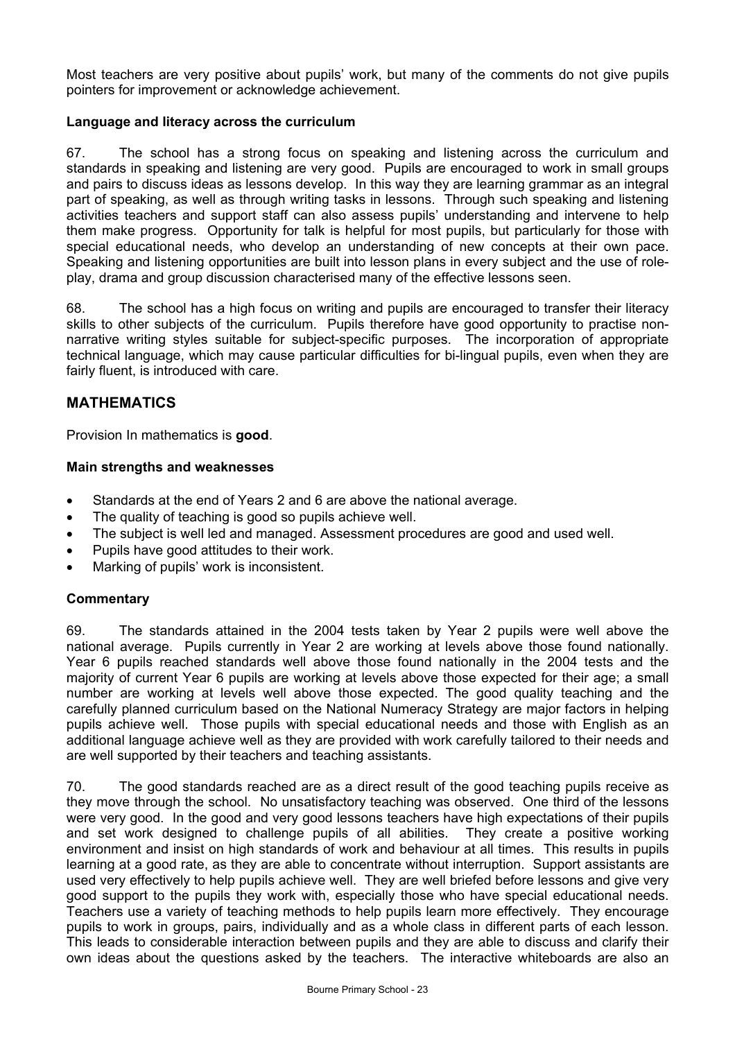Most teachers are very positive about pupils' work, but many of the comments do not give pupils pointers for improvement or acknowledge achievement.

#### Language and literacy across the curriculum

67. The school has a strong focus on speaking and listening across the curriculum and standards in speaking and listening are very good. Pupils are encouraged to work in small groups and pairs to discuss ideas as lessons develop. In this way they are learning grammar as an integral part of speaking, as well as through writing tasks in lessons. Through such speaking and listening activities teachers and support staff can also assess pupils' understanding and intervene to help them make progress. Opportunity for talk is helpful for most pupils, but particularly for those with special educational needs, who develop an understanding of new concepts at their own pace. Speaking and listening opportunities are built into lesson plans in every subject and the use of role-play, drama and group discussion characterised many of the effective lessons seen.

68. The school has a high focus on writing and pupils are encouraged to transfer their literacy skills to other subjects of the curriculum. Pupils therefore have good opportunity to practise non-narrative writing styles suitable for subject-specific purposes. The incorporation of appropriate technical language, which may cause particular difficulties for bi-lingual pupils, even when they are fairly fluent, is introduced with care.

## MATHEMATICS

Provision In mathematics is **good**.

#### Main strengths and weaknesses

- Standards at the end of Years 2 and 6 are above the national average.
- The quality of teaching is good so pupils achieve well.
- The subject is well led and managed. Assessment procedures are good and used well.
- Pupils have good attitudes to their work.
- Marking of pupils' work is inconsistent.

#### Commentary

69. The standards attained in the 2004 tests taken by Year 2 pupils were well above the national average. Pupils currently in Year 2 are working at levels above those found nationally. Year 6 pupils reached standards well above those found nationally in the 2004 tests and the majority of current Year 6 pupils are working at levels above those expected for their age; a small number are working at levels well above those expected. The good quality teaching and the carefully planned curriculum based on the National Numeracy Strategy are major factors in helping pupils achieve well. Those pupils with special educational needs and those with English as an additional language achieve well as they are provided with work carefully tailored to their needs and are well supported by their teachers and teaching assistants.

70. The good standards reached are as a direct result of the good teaching pupils receive as they move through the school. No unsatisfactory teaching was observed. One third of the lessons were very good. In the good and very good lessons teachers have high expectations of their pupils and set work designed to challenge pupils of all abilities. They create a positive working environment and insist on high standards of work and behaviour at all times. This results in pupils learning at a good rate, as they are able to concentrate without interruption. Support assistants are used very effectively to help pupils achieve well. They are well briefed before lessons and give very good support to the pupils they work with, especially those who have special educational needs. Teachers use a variety of teaching methods to help pupils learn more effectively. They encourage pupils to work in groups, pairs, individually and as a whole class in different parts of each lesson. This leads to considerable interaction between pupils and they are able to discuss and clarify their own ideas about the questions asked by the teachers. The interactive whiteboards are also an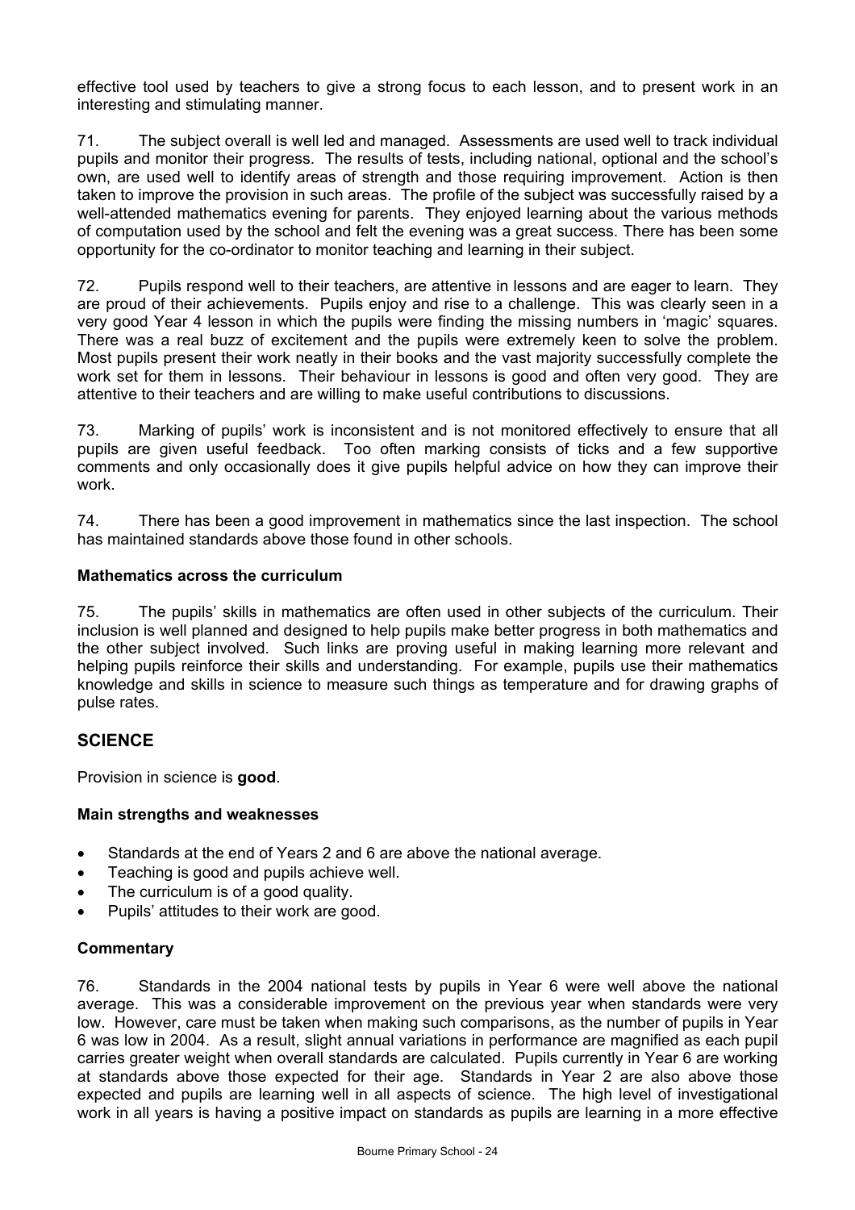effective tool used by teachers to give a strong focus to each lesson, and to present work in an interesting and stimulating manner.

71. The subject overall is well led and managed. Assessments are used well to track individual pupils and monitor their progress. The results of tests, including national, optional and the school's own, are used well to identify areas of strength and those requiring improvement. Action is then taken to improve the provision in such areas. The profile of the subject was successfully raised by a well-attended mathematics evening for parents. They enjoyed learning about the various methods of computation used by the school and felt the evening was a great success. There has been some opportunity for the co-ordinator to monitor teaching and learning in their subject.

72. Pupils respond well to their teachers, are attentive in lessons and are eager to learn. They are proud of their achievements. Pupils enjoy and rise to a challenge. This was clearly seen in a very good Year 4 lesson in which the pupils were finding the missing numbers in 'magic' squares. There was a real buzz of excitement and the pupils were extremely keen to solve the problem. Most pupils present their work neatly in their books and the vast majority successfully complete the work set for them in lessons. Their behaviour in lessons is good and often very good. They are attentive to their teachers and are willing to make useful contributions to discussions.

73. Marking of pupils' work is inconsistent and is not monitored effectively to ensure that all pupils are given useful feedback. Too often marking consists of ticks and a few supportive comments and only occasionally does it give pupils helpful advice on how they can improve their work.

74. There has been a good improvement in mathematics since the last inspection. The school has maintained standards above those found in other schools.

**Mathematics across the curriculum**

75. The pupils' skills in mathematics are often used in other subjects of the curriculum. Their inclusion is well planned and designed to help pupils make better progress in both mathematics and the other subject involved. Such links are proving useful in making learning more relevant and helping pupils reinforce their skills and understanding. For example, pupils use their mathematics knowledge and skills in science to measure such things as temperature and for drawing graphs of pulse rates.

## SCIENCE

Provision in science is **good**.

**Main strengths and weaknesses**

- Standards at the end of Years 2 and 6 are above the national average.
- Teaching is good and pupils achieve well.
- The curriculum is of a good quality.
- Pupils' attitudes to their work are good.

**Commentary**

76. Standards in the 2004 national tests by pupils in Year 6 were well above the national average. This was a considerable improvement on the previous year when standards were very low. However, care must be taken when making such comparisons, as the number of pupils in Year 6 was low in 2004. As a result, slight annual variations in performance are magnified as each pupil carries greater weight when overall standards are calculated. Pupils currently in Year 6 are working at standards above those expected for their age. Standards in Year 2 are also above those expected and pupils are learning well in all aspects of science. The high level of investigational work in all years is having a positive impact on standards as pupils are learning in a more effective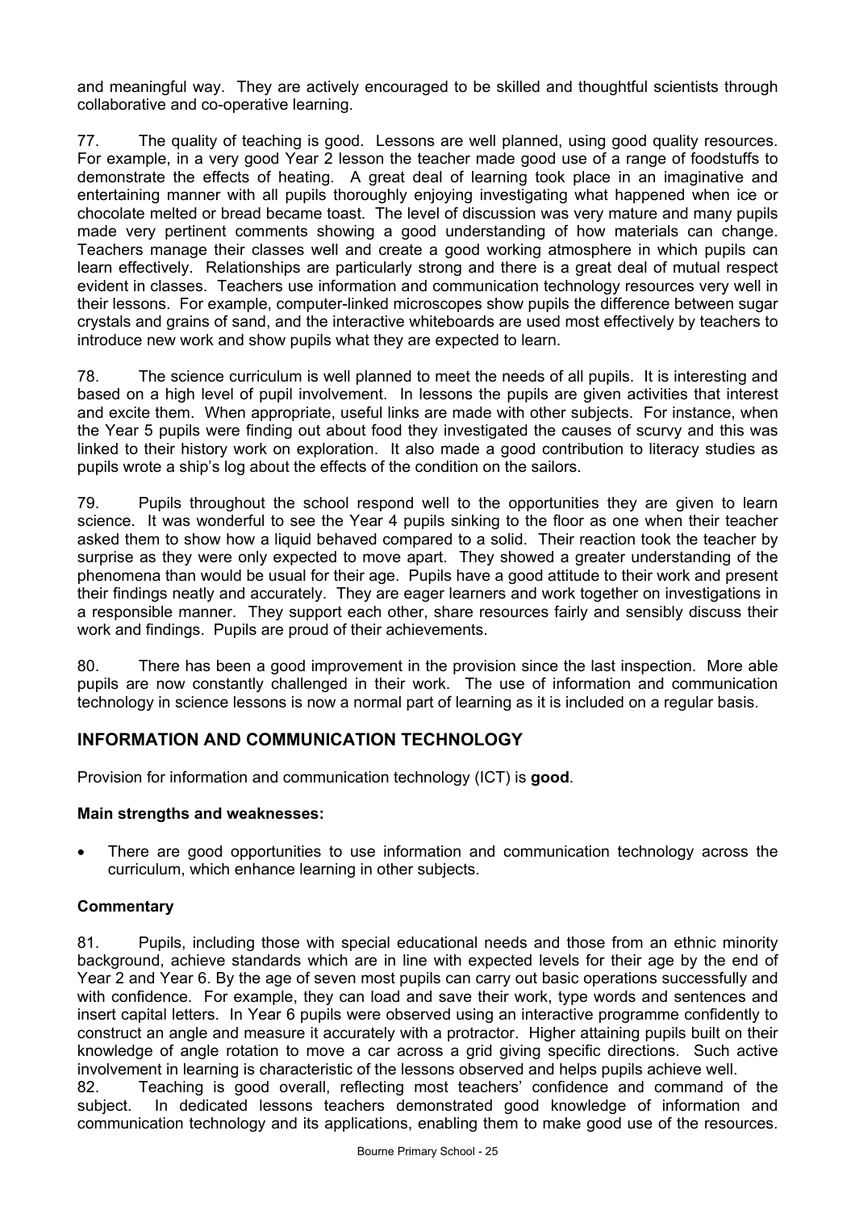and meaningful way. They are actively encouraged to be skilled and thoughtful scientists through collaborative and co-operative learning.

77. The quality of teaching is good. Lessons are well planned, using good quality resources. For example, in a very good Year 2 lesson the teacher made good use of a range of foodstuffs to demonstrate the effects of heating. A great deal of learning took place in an imaginative and entertaining manner with all pupils thoroughly enjoying investigating what happened when ice or chocolate melted or bread became toast. The level of discussion was very mature and many pupils made very pertinent comments showing a good understanding of how materials can change. Teachers manage their classes well and create a good working atmosphere in which pupils can learn effectively. Relationships are particularly strong and there is a great deal of mutual respect evident in classes. Teachers use information and communication technology resources very well in their lessons. For example, computer-linked microscopes show pupils the difference between sugar crystals and grains of sand, and the interactive whiteboards are used most effectively by teachers to introduce new work and show pupils what they are expected to learn.

78. The science curriculum is well planned to meet the needs of all pupils. It is interesting and based on a high level of pupil involvement. In lessons the pupils are given activities that interest and excite them. When appropriate, useful links are made with other subjects. For instance, when the Year 5 pupils were finding out about food they investigated the causes of scurvy and this was linked to their history work on exploration. It also made a good contribution to literacy studies as pupils wrote a ship's log about the effects of the condition on the sailors.

79. Pupils throughout the school respond well to the opportunities they are given to learn science. It was wonderful to see the Year 4 pupils sinking to the floor as one when their teacher asked them to show how a liquid behaved compared to a solid. Their reaction took the teacher by surprise as they were only expected to move apart. They showed a greater understanding of the phenomena than would be usual for their age. Pupils have a good attitude to their work and present their findings neatly and accurately. They are eager learners and work together on investigations in a responsible manner. They support each other, share resources fairly and sensibly discuss their work and findings. Pupils are proud of their achievements.

80. There has been a good improvement in the provision since the last inspection. More able pupils are now constantly challenged in their work. The use of information and communication technology in science lessons is now a normal part of learning as it is included on a regular basis.

## INFORMATION AND COMMUNICATION TECHNOLOGY

Provision for information and communication technology (ICT) is **good**.

### Main strengths and weaknesses:

- There are good opportunities to use information and communication technology across the curriculum, which enhance learning in other subjects.

### Commentary

81. Pupils, including those with special educational needs and those from an ethnic minority background, achieve standards which are in line with expected levels for their age by the end of Year 2 and Year 6. By the age of seven most pupils can carry out basic operations successfully and with confidence. For example, they can load and save their work, type words and sentences and insert capital letters. In Year 6 pupils were observed using an interactive programme confidently to construct an angle and measure it accurately with a protractor. Higher attaining pupils built on their knowledge of angle rotation to move a car across a grid giving specific directions. Such active involvement in learning is characteristic of the lessons observed and helps pupils achieve well.

82. Teaching is good overall, reflecting most teachers' confidence and command of the subject. In dedicated lessons teachers demonstrated good knowledge of information and communication technology and its applications, enabling them to make good use of the resources.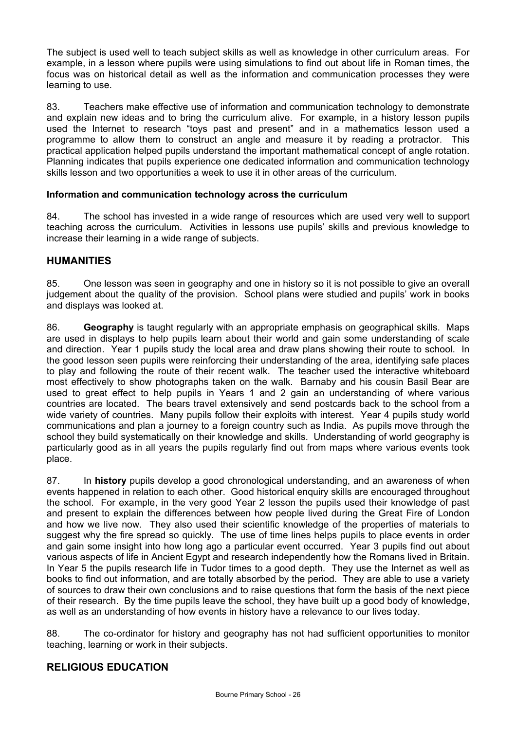The subject is used well to teach subject skills as well as knowledge in other curriculum areas. For example, in a lesson where pupils were using simulations to find out about life in Roman times, the focus was on historical detail as well as the information and communication processes they were learning to use.

83. Teachers make effective use of information and communication technology to demonstrate and explain new ideas and to bring the curriculum alive. For example, in a history lesson pupils used the Internet to research "toys past and present" and in a mathematics lesson used a programme to allow them to construct an angle and measure it by reading a protractor. This practical application helped pupils understand the important mathematical concept of angle rotation. Planning indicates that pupils experience one dedicated information and communication technology skills lesson and two opportunities a week to use it in other areas of the curriculum.

**Information and communication technology across the curriculum**

84. The school has invested in a wide range of resources which are used very well to support teaching across the curriculum. Activities in lessons use pupils' skills and previous knowledge to increase their learning in a wide range of subjects.

## HUMANITIES

85. One lesson was seen in geography and one in history so it is not possible to give an overall judgement about the quality of the provision. School plans were studied and pupils' work in books and displays was looked at.

86. **Geography** is taught regularly with an appropriate emphasis on geographical skills. Maps are used in displays to help pupils learn about their world and gain some understanding of scale and direction. Year 1 pupils study the local area and draw plans showing their route to school. In the good lesson seen pupils were reinforcing their understanding of the area, identifying safe places to play and following the route of their recent walk. The teacher used the interactive whiteboard most effectively to show photographs taken on the walk. Barnaby and his cousin Basil Bear are used to great effect to help pupils in Years 1 and 2 gain an understanding of where various countries are located. The bears travel extensively and send postcards back to the school from a wide variety of countries. Many pupils follow their exploits with interest. Year 4 pupils study world communications and plan a journey to a foreign country such as India. As pupils move through the school they build systematically on their knowledge and skills. Understanding of world geography is particularly good as in all years the pupils regularly find out from maps where various events took place.

87. In **history** pupils develop a good chronological understanding, and an awareness of when events happened in relation to each other. Good historical enquiry skills are encouraged throughout the school. For example, in the very good Year 2 lesson the pupils used their knowledge of past and present to explain the differences between how people lived during the Great Fire of London and how we live now. They also used their scientific knowledge of the properties of materials to suggest why the fire spread so quickly. The use of time lines helps pupils to place events in order and gain some insight into how long ago a particular event occurred. Year 3 pupils find out about various aspects of life in Ancient Egypt and research independently how the Romans lived in Britain. In Year 5 the pupils research life in Tudor times to a good depth. They use the Internet as well as books to find out information, and are totally absorbed by the period. They are able to use a variety of sources to draw their own conclusions and to raise questions that form the basis of the next piece of their research. By the time pupils leave the school, they have built up a good body of knowledge, as well as an understanding of how events in history have a relevance to our lives today.

88. The co-ordinator for history and geography has not had sufficient opportunities to monitor teaching, learning or work in their subjects.

## RELIGIOUS EDUCATION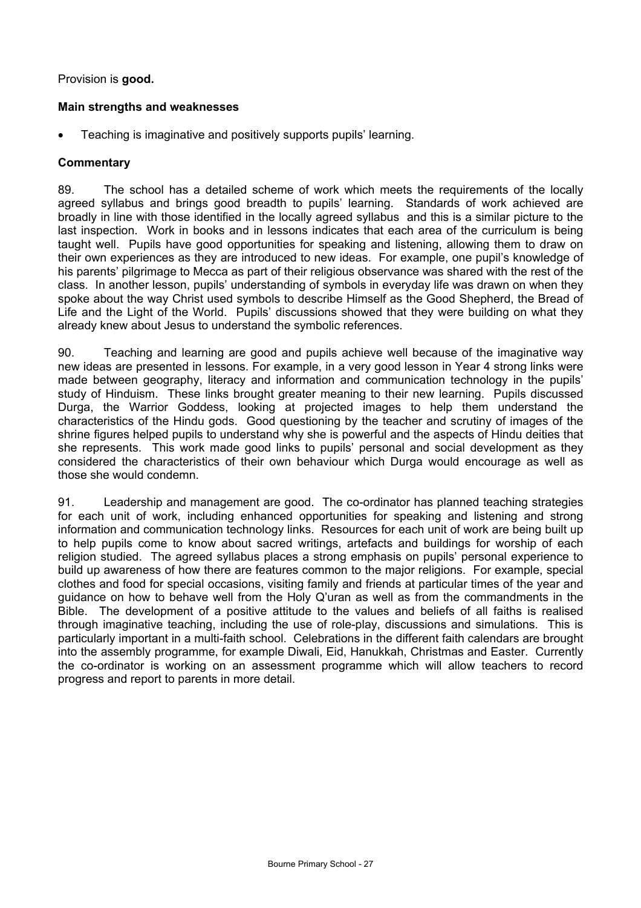Provision is **good.**

### Main strengths and weaknesses

- Teaching is imaginative and positively supports pupils' learning.

### Commentary

89. The school has a detailed scheme of work which meets the requirements of the locally agreed syllabus and brings good breadth to pupils' learning. Standards of work achieved are broadly in line with those identified in the locally agreed syllabus and this is a similar picture to the last inspection. Work in books and in lessons indicates that each area of the curriculum is being taught well. Pupils have good opportunities for speaking and listening, allowing them to draw on their own experiences as they are introduced to new ideas. For example, one pupil's knowledge of his parents' pilgrimage to Mecca as part of their religious observance was shared with the rest of the class. In another lesson, pupils' understanding of symbols in everyday life was drawn on when they spoke about the way Christ used symbols to describe Himself as the Good Shepherd, the Bread of Life and the Light of the World. Pupils' discussions showed that they were building on what they already knew about Jesus to understand the symbolic references.

90. Teaching and learning are good and pupils achieve well because of the imaginative way new ideas are presented in lessons. For example, in a very good lesson in Year 4 strong links were made between geography, literacy and information and communication technology in the pupils' study of Hinduism. These links brought greater meaning to their new learning. Pupils discussed Durga, the Warrior Goddess, looking at projected images to help them understand the characteristics of the Hindu gods. Good questioning by the teacher and scrutiny of images of the shrine figures helped pupils to understand why she is powerful and the aspects of Hindu deities that she represents. This work made good links to pupils' personal and social development as they considered the characteristics of their own behaviour which Durga would encourage as well as those she would condemn.

91. Leadership and management are good. The co-ordinator has planned teaching strategies for each unit of work, including enhanced opportunities for speaking and listening and strong information and communication technology links. Resources for each unit of work are being built up to help pupils come to know about sacred writings, artefacts and buildings for worship of each religion studied. The agreed syllabus places a strong emphasis on pupils' personal experience to build up awareness of how there are features common to the major religions. For example, special clothes and food for special occasions, visiting family and friends at particular times of the year and guidance on how to behave well from the Holy Q'uran as well as from the commandments in the Bible. The development of a positive attitude to the values and beliefs of all faiths is realised through imaginative teaching, including the use of role-play, discussions and simulations. This is particularly important in a multi-faith school. Celebrations in the different faith calendars are brought into the assembly programme, for example Diwali, Eid, Hanukkah, Christmas and Easter. Currently the co-ordinator is working on an assessment programme which will allow teachers to record progress and report to parents in more detail.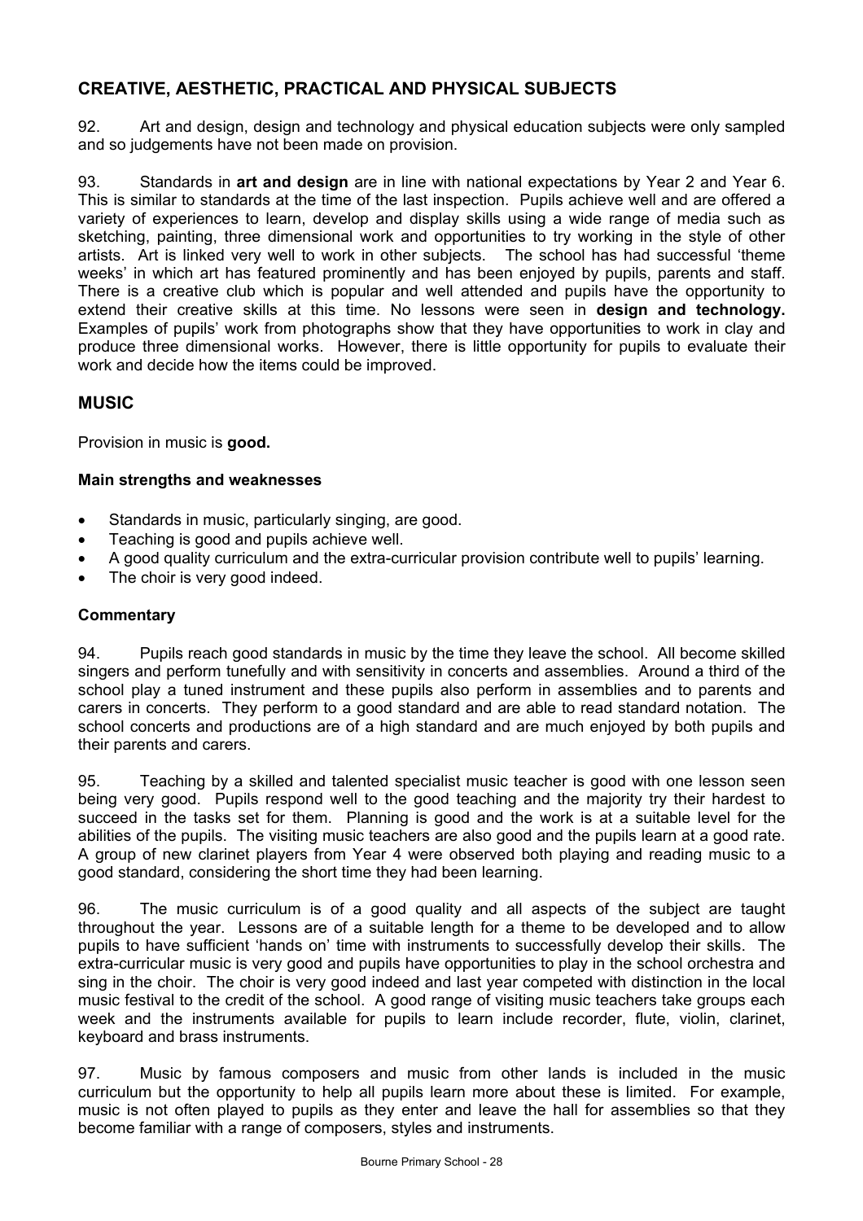## CREATIVE, AESTHETIC, PRACTICAL AND PHYSICAL SUBJECTS

92. Art and design, design and technology and physical education subjects were only sampled and so judgements have not been made on provision.

93. Standards in **art and design** are in line with national expectations by Year 2 and Year 6. This is similar to standards at the time of the last inspection. Pupils achieve well and are offered a variety of experiences to learn, develop and display skills using a wide range of media such as sketching, painting, three dimensional work and opportunities to try working in the style of other artists. Art is linked very well to work in other subjects. The school has had successful 'theme weeks' in which art has featured prominently and has been enjoyed by pupils, parents and staff. There is a creative club which is popular and well attended and pupils have the opportunity to extend their creative skills at this time. No lessons were seen in **design and technology.** Examples of pupils' work from photographs show that they have opportunities to work in clay and produce three dimensional works. However, there is little opportunity for pupils to evaluate their work and decide how the items could be improved.

## MUSIC

Provision in music is **good.**

### Main strengths and weaknesses

- Standards in music, particularly singing, are good.
- Teaching is good and pupils achieve well.
- A good quality curriculum and the extra-curricular provision contribute well to pupils' learning.
- The choir is very good indeed.

### Commentary

94. Pupils reach good standards in music by the time they leave the school. All become skilled singers and perform tunefully and with sensitivity in concerts and assemblies. Around a third of the school play a tuned instrument and these pupils also perform in assemblies and to parents and carers in concerts. They perform to a good standard and are able to read standard notation. The school concerts and productions are of a high standard and are much enjoyed by both pupils and their parents and carers.

95. Teaching by a skilled and talented specialist music teacher is good with one lesson seen being very good. Pupils respond well to the good teaching and the majority try their hardest to succeed in the tasks set for them. Planning is good and the work is at a suitable level for the abilities of the pupils. The visiting music teachers are also good and the pupils learn at a good rate. A group of new clarinet players from Year 4 were observed both playing and reading music to a good standard, considering the short time they had been learning.

96. The music curriculum is of a good quality and all aspects of the subject are taught throughout the year. Lessons are of a suitable length for a theme to be developed and to allow pupils to have sufficient 'hands on' time with instruments to successfully develop their skills. The extra-curricular music is very good and pupils have opportunities to play in the school orchestra and sing in the choir. The choir is very good indeed and last year competed with distinction in the local music festival to the credit of the school. A good range of visiting music teachers take groups each week and the instruments available for pupils to learn include recorder, flute, violin, clarinet, keyboard and brass instruments.

97. Music by famous composers and music from other lands is included in the music curriculum but the opportunity to help all pupils learn more about these is limited. For example, music is not often played to pupils as they enter and leave the hall for assemblies so that they become familiar with a range of composers, styles and instruments.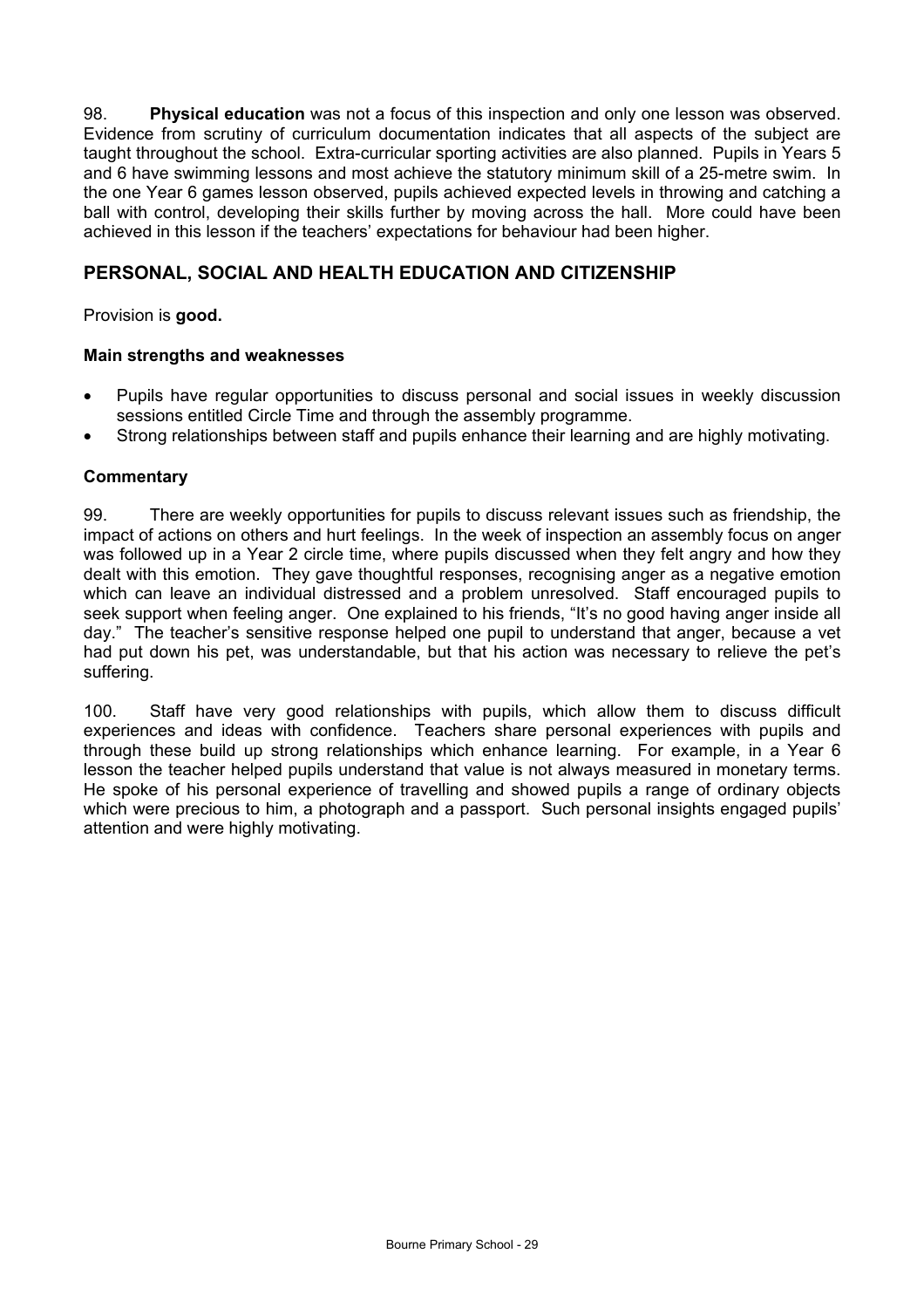98. **Physical education** was not a focus of this inspection and only one lesson was observed. Evidence from scrutiny of curriculum documentation indicates that all aspects of the subject are taught throughout the school. Extra-curricular sporting activities are also planned. Pupils in Years 5 and 6 have swimming lessons and most achieve the statutory minimum skill of a 25-metre swim. In the one Year 6 games lesson observed, pupils achieved expected levels in throwing and catching a ball with control, developing their skills further by moving across the hall. More could have been achieved in this lesson if the teachers' expectations for behaviour had been higher.

## PERSONAL, SOCIAL AND HEALTH EDUCATION AND CITIZENSHIP

Provision is **good.**

### Main strengths and weaknesses

- Pupils have regular opportunities to discuss personal and social issues in weekly discussion sessions entitled Circle Time and through the assembly programme.
- Strong relationships between staff and pupils enhance their learning and are highly motivating.

### Commentary

99. There are weekly opportunities for pupils to discuss relevant issues such as friendship, the impact of actions on others and hurt feelings. In the week of inspection an assembly focus on anger was followed up in a Year 2 circle time, where pupils discussed when they felt angry and how they dealt with this emotion. They gave thoughtful responses, recognising anger as a negative emotion which can leave an individual distressed and a problem unresolved. Staff encouraged pupils to seek support when feeling anger. One explained to his friends, "It's no good having anger inside all day." The teacher's sensitive response helped one pupil to understand that anger, because a vet had put down his pet, was understandable, but that his action was necessary to relieve the pet's suffering.

100. Staff have very good relationships with pupils, which allow them to discuss difficult experiences and ideas with confidence. Teachers share personal experiences with pupils and through these build up strong relationships which enhance learning. For example, in a Year 6 lesson the teacher helped pupils understand that value is not always measured in monetary terms. He spoke of his personal experience of travelling and showed pupils a range of ordinary objects which were precious to him, a photograph and a passport. Such personal insights engaged pupils' attention and were highly motivating.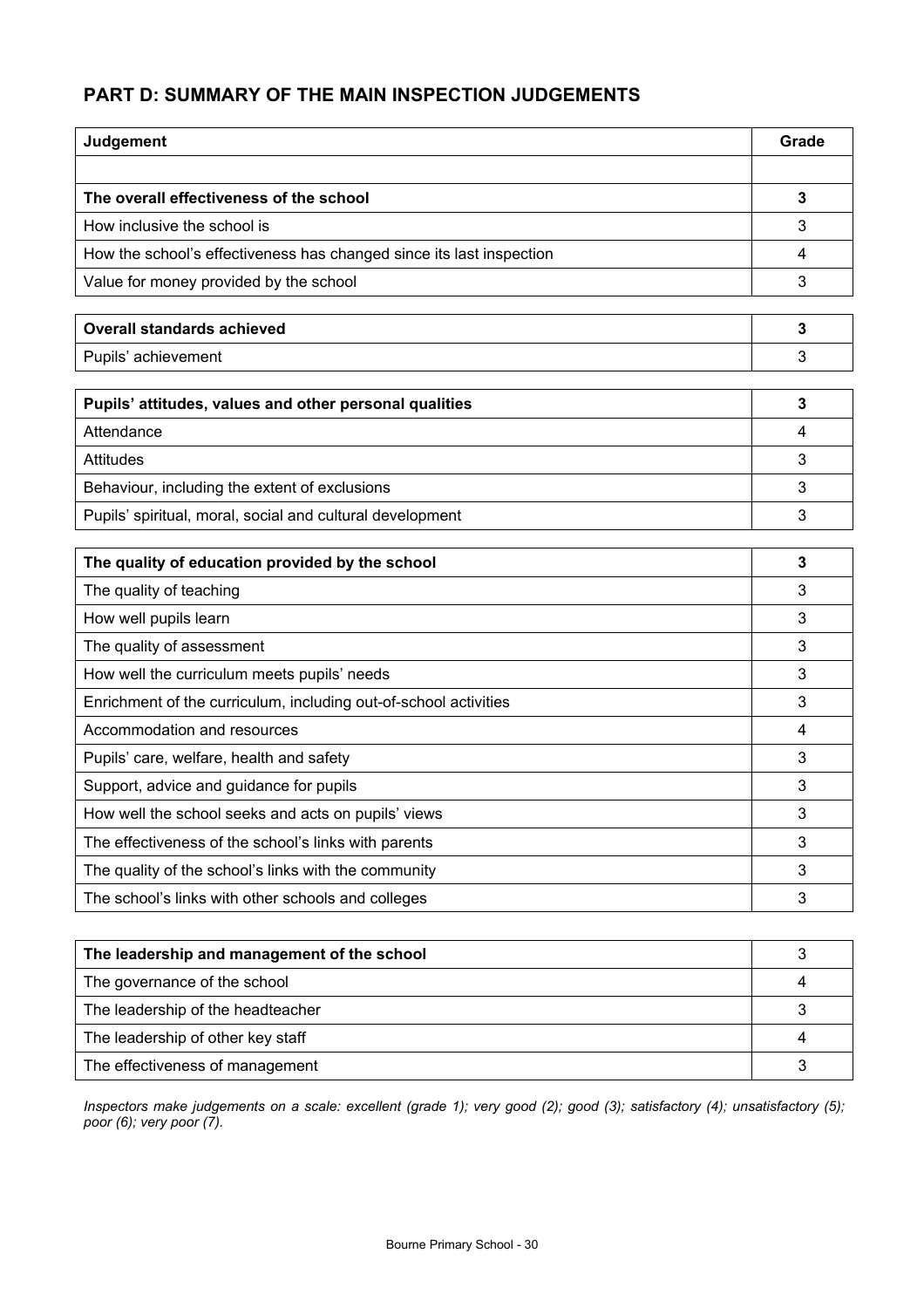## PART D: SUMMARY OF THE MAIN INSPECTION JUDGEMENTS

| Judgement | Grade |
|---|---|
| | |
| **The overall effectiveness of the school** | **3** |
| How inclusive the school is | 3 |
| How the school's effectiveness has changed since its last inspection | 4 |
| Value for money provided by the school | 3 |
| **Overall standards achieved** | **3** |
| Pupils' achievement | 3 |
| **Pupils' attitudes, values and other personal qualities** | **3** |
| Attendance | 4 |
| Attitudes | 3 |
| Behaviour, including the extent of exclusions | 3 |
| Pupils' spiritual, moral, social and cultural development | 3 |
| **The quality of education provided by the school** | **3** |
| The quality of teaching | 3 |
| How well pupils learn | 3 |
| The quality of assessment | 3 |
| How well the curriculum meets pupils' needs | 3 |
| Enrichment of the curriculum, including out-of-school activities | 3 |
| Accommodation and resources | 4 |
| Pupils' care, welfare, health and safety | 3 |
| Support, advice and guidance for pupils | 3 |
| How well the school seeks and acts on pupils' views | 3 |
| The effectiveness of the school's links with parents | 3 |
| The quality of the school's links with the community | 3 |
| The school's links with other schools and colleges | 3 |
| **The leadership and management of the school** | 3 |
| The governance of the school | 4 |
| The leadership of the headteacher | 3 |
| The leadership of other key staff | 4 |
| The effectiveness of management | 3 |

*Inspectors make judgements on a scale: excellent (grade 1); very good (2); good (3); satisfactory (4); unsatisfactory (5); poor (6); very poor (7).*